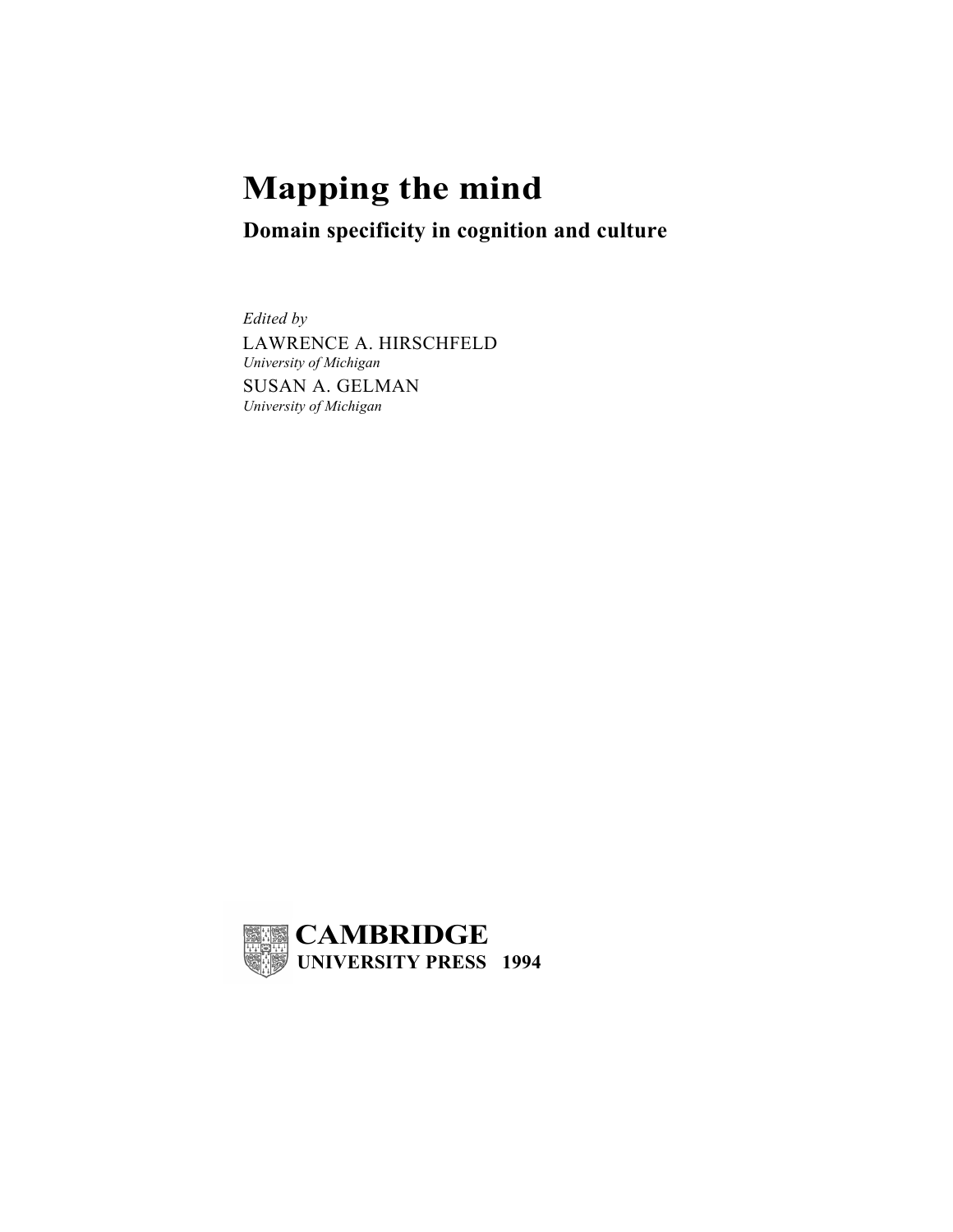# Mapping the mind

## Domain specificity in cognition and culture

*Edited by*

LAWRENCE A. HIRSCHFELD
*University of Michigan*

SUSAN A. GELMAN
*University of Michigan*

**CAMBRIDGE**
**UNIVERSITY PRESS 1994**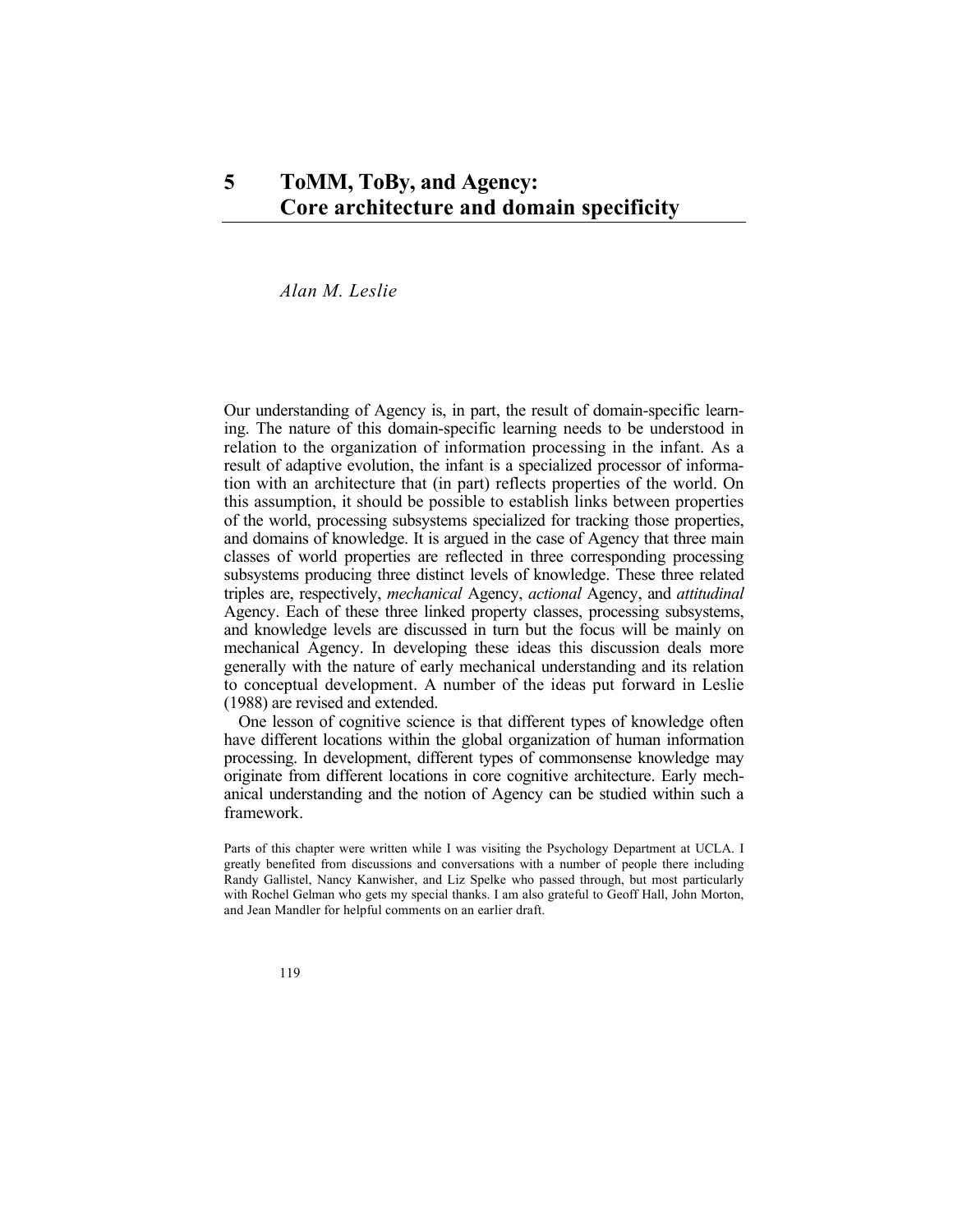# 5 ToMM, ToBy, and Agency: Core architecture and domain specificity

*Alan M. Leslie*

Our understanding of Agency is, in part, the result of domain-specific learning. The nature of this domain-specific learning needs to be understood in relation to the organization of information processing in the infant. As a result of adaptive evolution, the infant is a specialized processor of information with an architecture that (in part) reflects properties of the world. On this assumption, it should be possible to establish links between properties of the world, processing subsystems specialized for tracking those properties, and domains of knowledge. It is argued in the case of Agency that three main classes of world properties are reflected in three corresponding processing subsystems producing three distinct levels of knowledge. These three related triples are, respectively, *mechanical* Agency, *actional* Agency, and *attitudinal* Agency. Each of these three linked property classes, processing subsystems, and knowledge levels are discussed in turn but the focus will be mainly on mechanical Agency. In developing these ideas this discussion deals more generally with the nature of early mechanical understanding and its relation to conceptual development. A number of the ideas put forward in Leslie (1988) are revised and extended.

One lesson of cognitive science is that different types of knowledge often have different locations within the global organization of human information processing. In development, different types of commonsense knowledge may originate from different locations in core cognitive architecture. Early mechanical understanding and the notion of Agency can be studied within such a framework.

Parts of this chapter were written while I was visiting the Psychology Department at UCLA. I greatly benefited from discussions and conversations with a number of people there including Randy Gallistel, Nancy Kanwisher, and Liz Spelke who passed through, but most particularly with Rochel Gelman who gets my special thanks. I am also grateful to Geoff Hall, John Morton, and Jean Mandler for helpful comments on an earlier draft.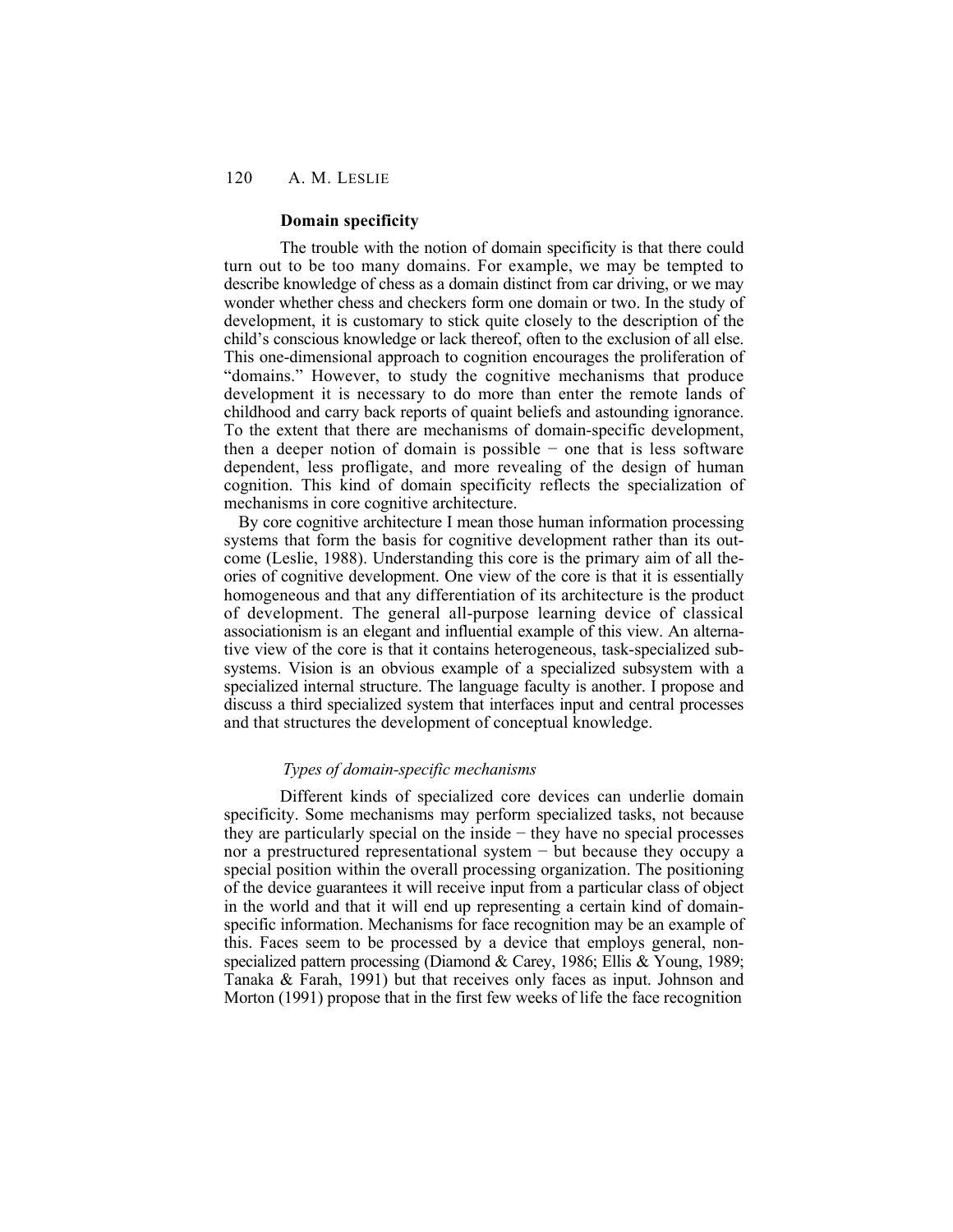## Domain specificity

The trouble with the notion of domain specificity is that there could turn out to be too many domains. For example, we may be tempted to describe knowledge of chess as a domain distinct from car driving, or we may wonder whether chess and checkers form one domain or two. In the study of development, it is customary to stick quite closely to the description of the child's conscious knowledge or lack thereof, often to the exclusion of all else. This one-dimensional approach to cognition encourages the proliferation of "domains." However, to study the cognitive mechanisms that produce development it is necessary to do more than enter the remote lands of childhood and carry back reports of quaint beliefs and astounding ignorance. To the extent that there are mechanisms of domain-specific development, then a deeper notion of domain is possible − one that is less software dependent, less profligate, and more revealing of the design of human cognition. This kind of domain specificity reflects the specialization of mechanisms in core cognitive architecture.

By core cognitive architecture I mean those human information processing systems that form the basis for cognitive development rather than its outcome (Leslie, 1988). Understanding this core is the primary aim of all theories of cognitive development. One view of the core is that it is essentially homogeneous and that any differentiation of its architecture is the product of development. The general all-purpose learning device of classical associationism is an elegant and influential example of this view. An alternative view of the core is that it contains heterogeneous, task-specialized subsystems. Vision is an obvious example of a specialized subsystem with a specialized internal structure. The language faculty is another. I propose and discuss a third specialized system that interfaces input and central processes and that structures the development of conceptual knowledge.

### *Types of domain-specific mechanisms*

Different kinds of specialized core devices can underlie domain specificity. Some mechanisms may perform specialized tasks, not because they are particularly special on the inside − they have no special processes nor a prestructured representational system − but because they occupy a special position within the overall processing organization. The positioning of the device guarantees it will receive input from a particular class of object in the world and that it will end up representing a certain kind of domain-specific information. Mechanisms for face recognition may be an example of this. Faces seem to be processed by a device that employs general, non-specialized pattern processing (Diamond & Carey, 1986; Ellis & Young, 1989; Tanaka & Farah, 1991) but that receives only faces as input. Johnson and Morton (1991) propose that in the first few weeks of life the face recognition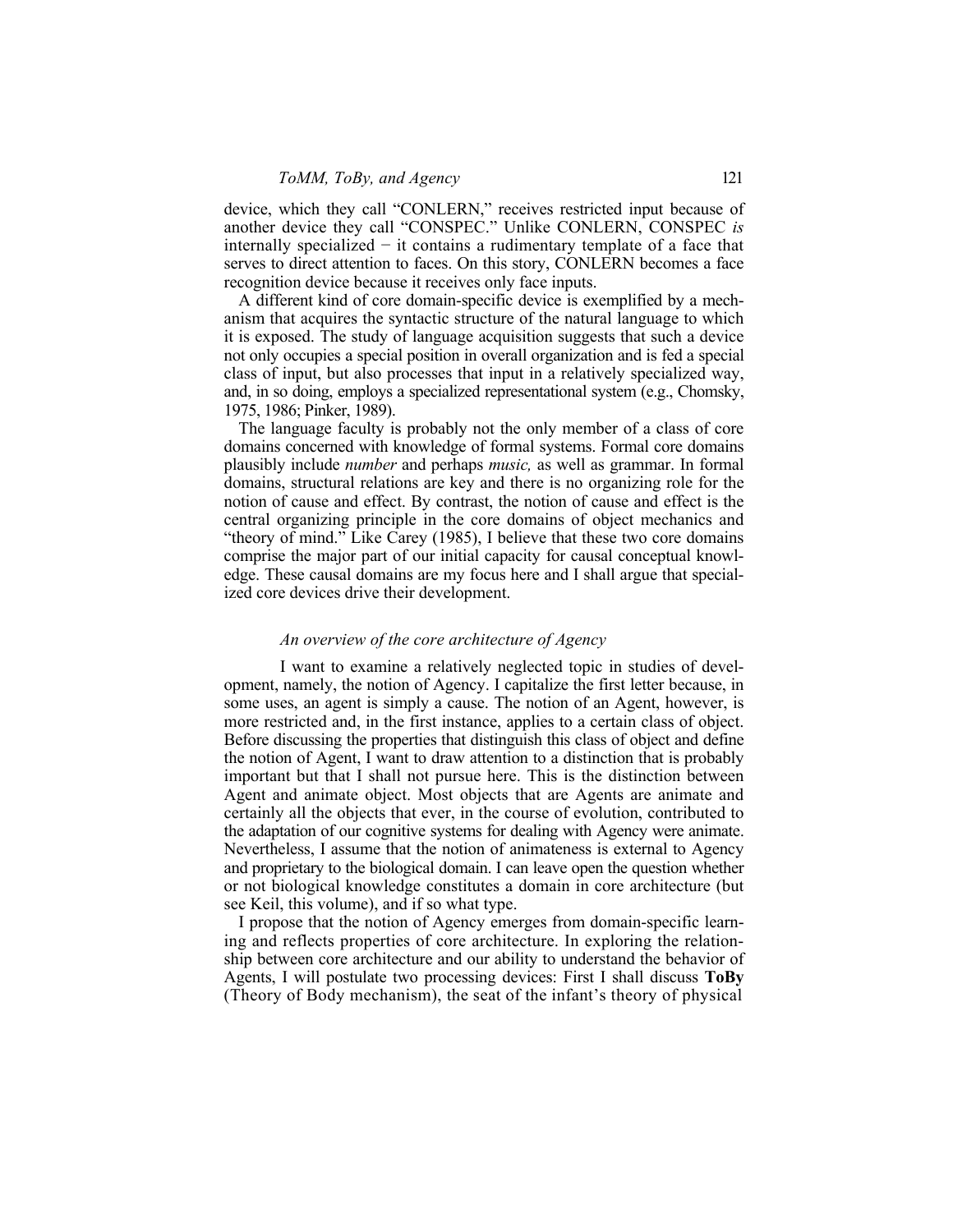device, which they call "CONLERN," receives restricted input because of another device they call "CONSPEC." Unlike CONLERN, CONSPEC *is* internally specialized − it contains a rudimentary template of a face that serves to direct attention to faces. On this story, CONLERN becomes a face recognition device because it receives only face inputs.

A different kind of core domain-specific device is exemplified by a mechanism that acquires the syntactic structure of the natural language to which it is exposed. The study of language acquisition suggests that such a device not only occupies a special position in overall organization and is fed a special class of input, but also processes that input in a relatively specialized way, and, in so doing, employs a specialized representational system (e.g., Chomsky, 1975, 1986; Pinker, 1989).

The language faculty is probably not the only member of a class of core domains concerned with knowledge of formal systems. Formal core domains plausibly include *number* and perhaps *music,* as well as grammar. In formal domains, structural relations are key and there is no organizing role for the notion of cause and effect. By contrast, the notion of cause and effect is the central organizing principle in the core domains of object mechanics and "theory of mind." Like Carey (1985), I believe that these two core domains comprise the major part of our initial capacity for causal conceptual knowledge. These causal domains are my focus here and I shall argue that specialized core devices drive their development.

### *An overview of the core architecture of Agency*

I want to examine a relatively neglected topic in studies of development, namely, the notion of Agency. I capitalize the first letter because, in some uses, an agent is simply a cause. The notion of an Agent, however, is more restricted and, in the first instance, applies to a certain class of object. Before discussing the properties that distinguish this class of object and define the notion of Agent, I want to draw attention to a distinction that is probably important but that I shall not pursue here. This is the distinction between Agent and animate object. Most objects that are Agents are animate and certainly all the objects that ever, in the course of evolution, contributed to the adaptation of our cognitive systems for dealing with Agency were animate. Nevertheless, I assume that the notion of animateness is external to Agency and proprietary to the biological domain. I can leave open the question whether or not biological knowledge constitutes a domain in core architecture (but see Keil, this volume), and if so what type.

I propose that the notion of Agency emerges from domain-specific learning and reflects properties of core architecture. In exploring the relationship between core architecture and our ability to understand the behavior of Agents, I will postulate two processing devices: First I shall discuss **ToBy** (Theory of Body mechanism), the seat of the infant's theory of physical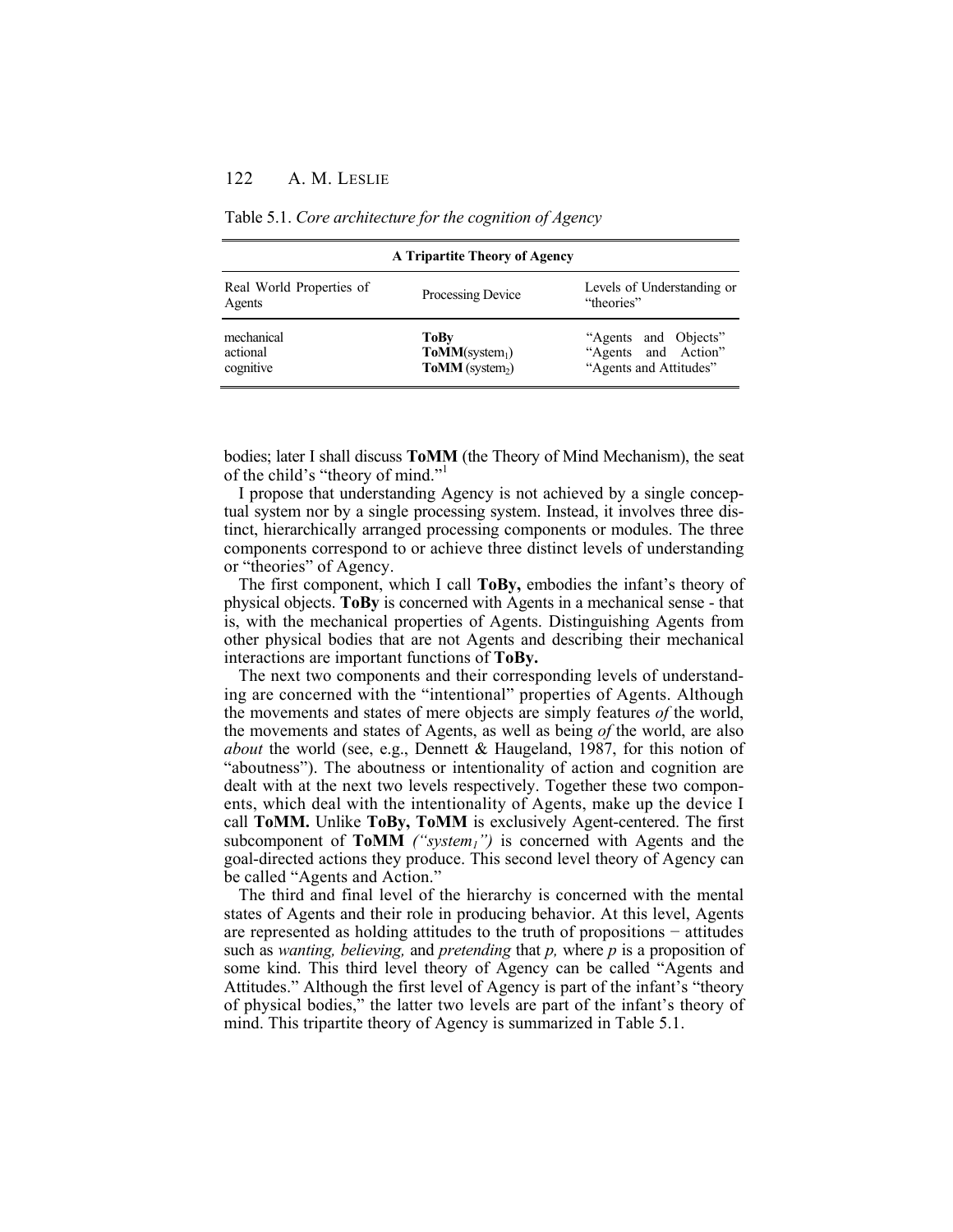Table 5.1. *Core architecture for the cognition of Agency*

| A Tripartite Theory of Agency | | |
|---|---|---|
| Real World Properties of Agents | Processing Device | Levels of Understanding or "theories" |
| mechanical | **ToBy** | "Agents and Objects" |
| actional | **ToMM**(system$_1$) | "Agents and Action" |
| cognitive | **ToMM** (system$_2$) | "Agents and Attitudes" |

bodies; later I shall discuss **ToMM** (the Theory of Mind Mechanism), the seat of the child's "theory of mind."[1]

I propose that understanding Agency is not achieved by a single conceptual system nor by a single processing system. Instead, it involves three distinct, hierarchically arranged processing components or modules. The three components correspond to or achieve three distinct levels of understanding or "theories" of Agency.

The first component, which I call **ToBy,** embodies the infant's theory of physical objects. **ToBy** is concerned with Agents in a mechanical sense - that is, with the mechanical properties of Agents. Distinguishing Agents from other physical bodies that are not Agents and describing their mechanical interactions are important functions of **ToBy.**

The next two components and their corresponding levels of understanding are concerned with the "intentional" properties of Agents. Although the movements and states of mere objects are simply features *of* the world, the movements and states of Agents, as well as being *of* the world, are also *about* the world (see, e.g., Dennett & Haugeland, 1987, for this notion of "aboutness"). The aboutness or intentionality of action and cognition are dealt with at the next two levels respectively. Together these two components, which deal with the intentionality of Agents, make up the device I call **ToMM.** Unlike **ToBy, ToMM** is exclusively Agent-centered. The first subcomponent of **ToMM** *("system$_1$")* is concerned with Agents and the goal-directed actions they produce. This second level theory of Agency can be called "Agents and Action."

The third and final level of the hierarchy is concerned with the mental states of Agents and their role in producing behavior. At this level, Agents are represented as holding attitudes to the truth of propositions − attitudes such as *wanting, believing,* and *pretending* that *p,* where *p* is a proposition of some kind. This third level theory of Agency can be called "Agents and Attitudes." Although the first level of Agency is part of the infant's "theory of physical bodies," the latter two levels are part of the infant's theory of mind. This tripartite theory of Agency is summarized in Table 5.1.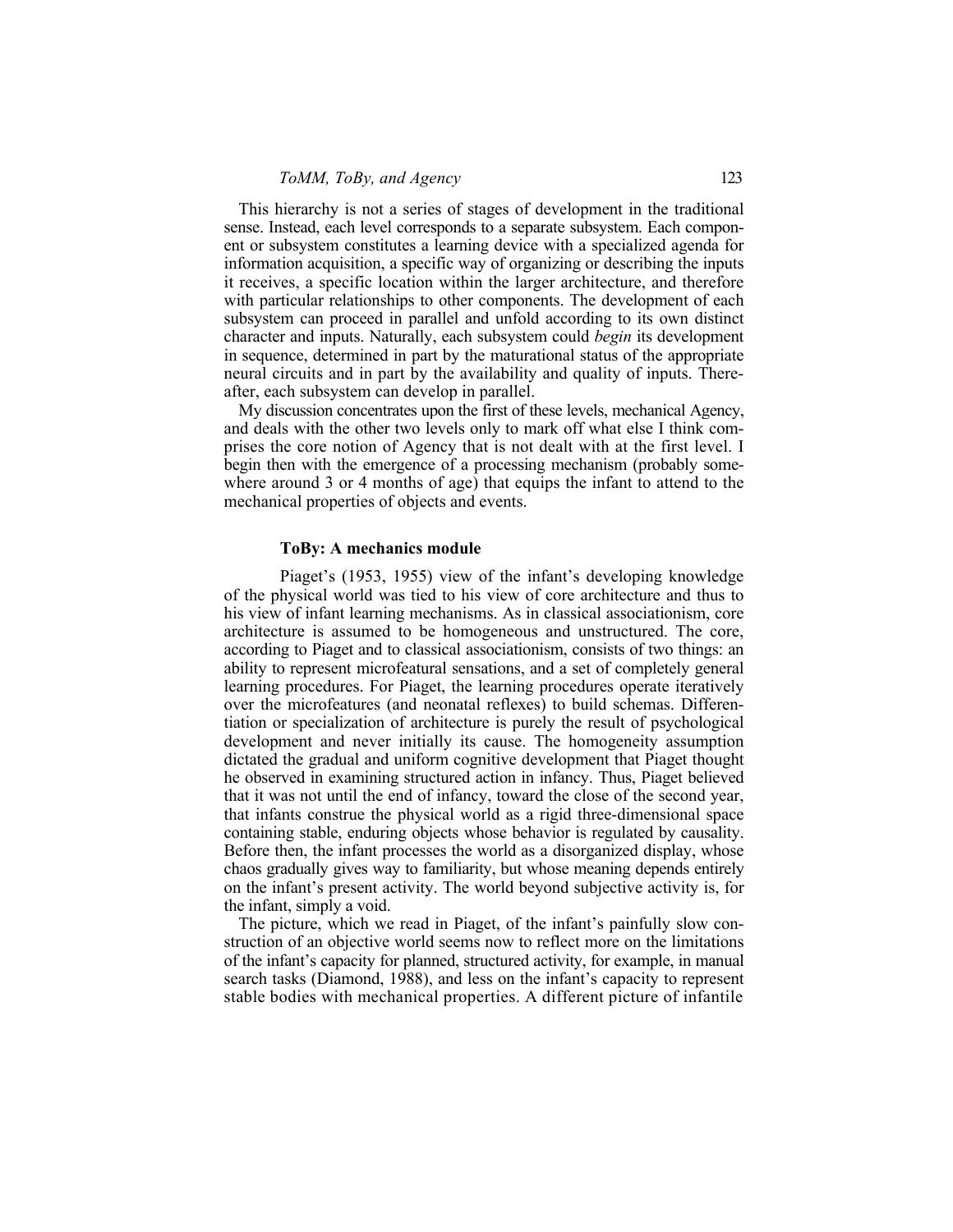This hierarchy is not a series of stages of development in the traditional sense. Instead, each level corresponds to a separate subsystem. Each component or subsystem constitutes a learning device with a specialized agenda for information acquisition, a specific way of organizing or describing the inputs it receives, a specific location within the larger architecture, and therefore with particular relationships to other components. The development of each subsystem can proceed in parallel and unfold according to its own distinct character and inputs. Naturally, each subsystem could *begin* its development in sequence, determined in part by the maturational status of the appropriate neural circuits and in part by the availability and quality of inputs. Thereafter, each subsystem can develop in parallel.

My discussion concentrates upon the first of these levels, mechanical Agency, and deals with the other two levels only to mark off what else I think comprises the core notion of Agency that is not dealt with at the first level. I begin then with the emergence of a processing mechanism (probably somewhere around 3 or 4 months of age) that equips the infant to attend to the mechanical properties of objects and events.

### ToBy: A mechanics module

Piaget's (1953, 1955) view of the infant's developing knowledge of the physical world was tied to his view of core architecture and thus to his view of infant learning mechanisms. As in classical associationism, core architecture is assumed to be homogeneous and unstructured. The core, according to Piaget and to classical associationism, consists of two things: an ability to represent microfeatural sensations, and a set of completely general learning procedures. For Piaget, the learning procedures operate iteratively over the microfeatures (and neonatal reflexes) to build schemas. Differentiation or specialization of architecture is purely the result of psychological development and never initially its cause. The homogeneity assumption dictated the gradual and uniform cognitive development that Piaget thought he observed in examining structured action in infancy. Thus, Piaget believed that it was not until the end of infancy, toward the close of the second year, that infants construe the physical world as a rigid three-dimensional space containing stable, enduring objects whose behavior is regulated by causality. Before then, the infant processes the world as a disorganized display, whose chaos gradually gives way to familiarity, but whose meaning depends entirely on the infant's present activity. The world beyond subjective activity is, for the infant, simply a void.

The picture, which we read in Piaget, of the infant's painfully slow construction of an objective world seems now to reflect more on the limitations of the infant's capacity for planned, structured activity, for example, in manual search tasks (Diamond, 1988), and less on the infant's capacity to represent stable bodies with mechanical properties. A different picture of infantile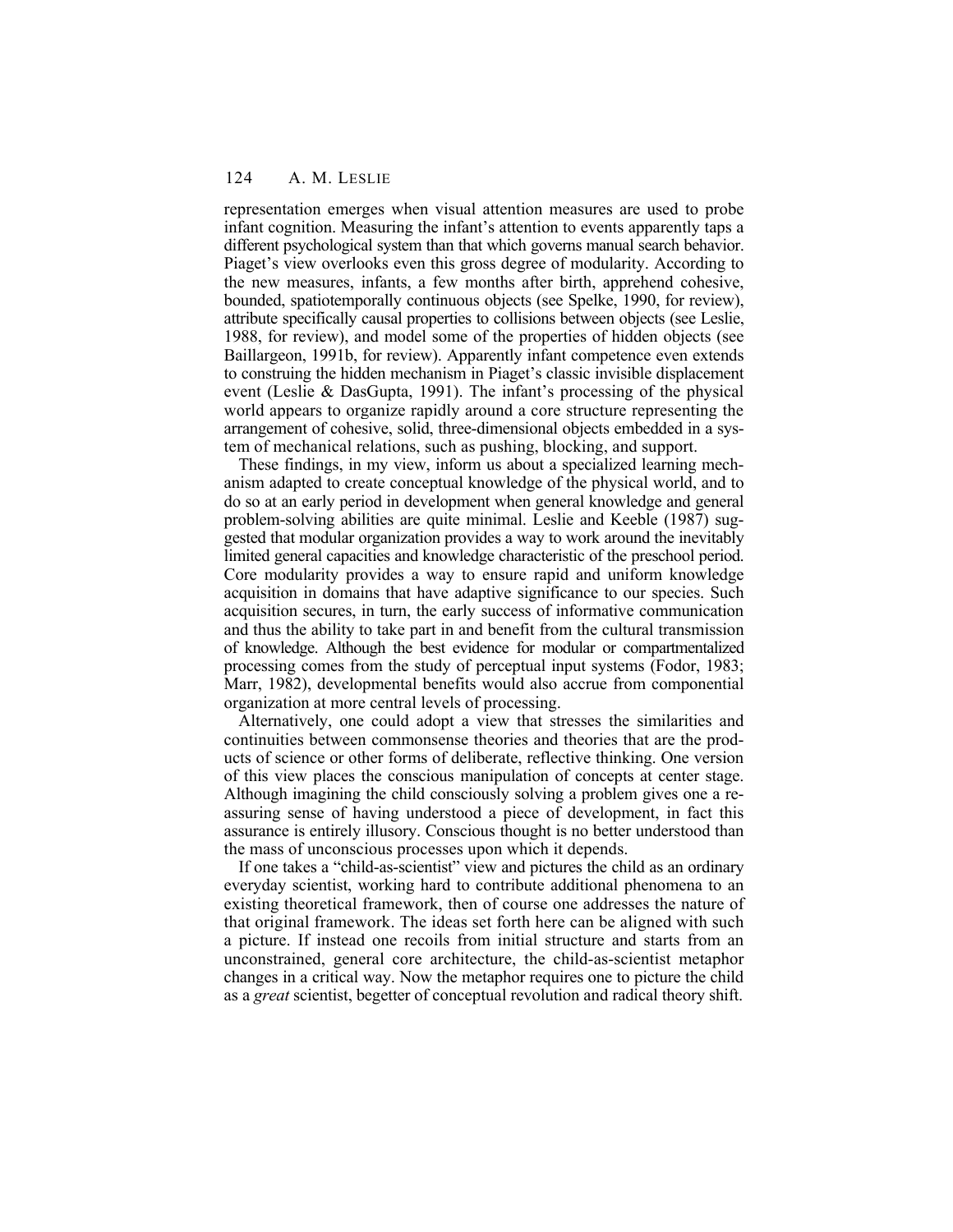representation emerges when visual attention measures are used to probe infant cognition. Measuring the infant's attention to events apparently taps a different psychological system than that which governs manual search behavior. Piaget's view overlooks even this gross degree of modularity. According to the new measures, infants, a few months after birth, apprehend cohesive, bounded, spatiotemporally continuous objects (see Spelke, 1990, for review), attribute specifically causal properties to collisions between objects (see Leslie, 1988, for review), and model some of the properties of hidden objects (see Baillargeon, 1991b, for review). Apparently infant competence even extends to construing the hidden mechanism in Piaget's classic invisible displacement event (Leslie & DasGupta, 1991). The infant's processing of the physical world appears to organize rapidly around a core structure representing the arrangement of cohesive, solid, three-dimensional objects embedded in a system of mechanical relations, such as pushing, blocking, and support.

These findings, in my view, inform us about a specialized learning mechanism adapted to create conceptual knowledge of the physical world, and to do so at an early period in development when general knowledge and general problem-solving abilities are quite minimal. Leslie and Keeble (1987) suggested that modular organization provides a way to work around the inevitably limited general capacities and knowledge characteristic of the preschool period. Core modularity provides a way to ensure rapid and uniform knowledge acquisition in domains that have adaptive significance to our species. Such acquisition secures, in turn, the early success of informative communication and thus the ability to take part in and benefit from the cultural transmission of knowledge. Although the best evidence for modular or compartmentalized processing comes from the study of perceptual input systems (Fodor, 1983; Marr, 1982), developmental benefits would also accrue from componential organization at more central levels of processing.

Alternatively, one could adopt a view that stresses the similarities and continuities between commonsense theories and theories that are the products of science or other forms of deliberate, reflective thinking. One version of this view places the conscious manipulation of concepts at center stage. Although imagining the child consciously solving a problem gives one a reassuring sense of having understood a piece of development, in fact this assurance is entirely illusory. Conscious thought is no better understood than the mass of unconscious processes upon which it depends.

If one takes a "child-as-scientist" view and pictures the child as an ordinary everyday scientist, working hard to contribute additional phenomena to an existing theoretical framework, then of course one addresses the nature of that original framework. The ideas set forth here can be aligned with such a picture. If instead one recoils from initial structure and starts from an unconstrained, general core architecture, the child-as-scientist metaphor changes in a critical way. Now the metaphor requires one to picture the child as a *great* scientist, begetter of conceptual revolution and radical theory shift.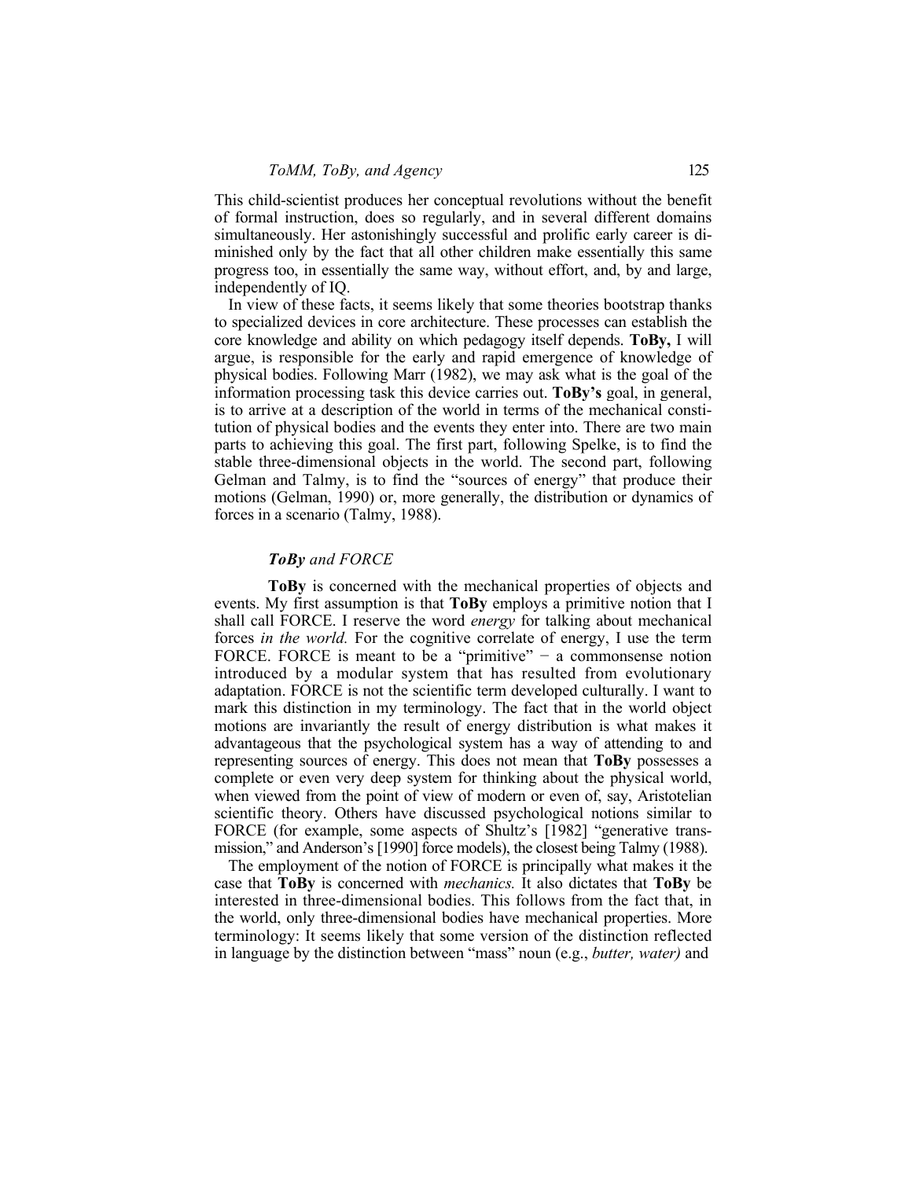This child-scientist produces her conceptual revolutions without the benefit of formal instruction, does so regularly, and in several different domains simultaneously. Her astonishingly successful and prolific early career is diminished only by the fact that all other children make essentially this same progress too, in essentially the same way, without effort, and, by and large, independently of IQ.

In view of these facts, it seems likely that some theories bootstrap thanks to specialized devices in core architecture. These processes can establish the core knowledge and ability on which pedagogy itself depends. **ToBy,** I will argue, is responsible for the early and rapid emergence of knowledge of physical bodies. Following Marr (1982), we may ask what is the goal of the information processing task this device carries out. **ToBy's** goal, in general, is to arrive at a description of the world in terms of the mechanical constitution of physical bodies and the events they enter into. There are two main parts to achieving this goal. The first part, following Spelke, is to find the stable three-dimensional objects in the world. The second part, following Gelman and Talmy, is to find the "sources of energy" that produce their motions (Gelman, 1990) or, more generally, the distribution or dynamics of forces in a scenario (Talmy, 1988).

### *ToBy and FORCE*

**ToBy** is concerned with the mechanical properties of objects and events. My first assumption is that **ToBy** employs a primitive notion that I shall call FORCE. I reserve the word *energy* for talking about mechanical forces *in the world.* For the cognitive correlate of energy, I use the term FORCE. FORCE is meant to be a "primitive" − a commonsense notion introduced by a modular system that has resulted from evolutionary adaptation. FORCE is not the scientific term developed culturally. I want to mark this distinction in my terminology. The fact that in the world object motions are invariantly the result of energy distribution is what makes it advantageous that the psychological system has a way of attending to and representing sources of energy. This does not mean that **ToBy** possesses a complete or even very deep system for thinking about the physical world, when viewed from the point of view of modern or even of, say, Aristotelian scientific theory. Others have discussed psychological notions similar to FORCE (for example, some aspects of Shultz's [1982] "generative transmission," and Anderson's [1990] force models), the closest being Talmy (1988).

The employment of the notion of FORCE is principally what makes it the case that **ToBy** is concerned with *mechanics.* It also dictates that **ToBy** be interested in three-dimensional bodies. This follows from the fact that, in the world, only three-dimensional bodies have mechanical properties. More terminology: It seems likely that some version of the distinction reflected in language by the distinction between "mass" noun (e.g., *butter, water)* and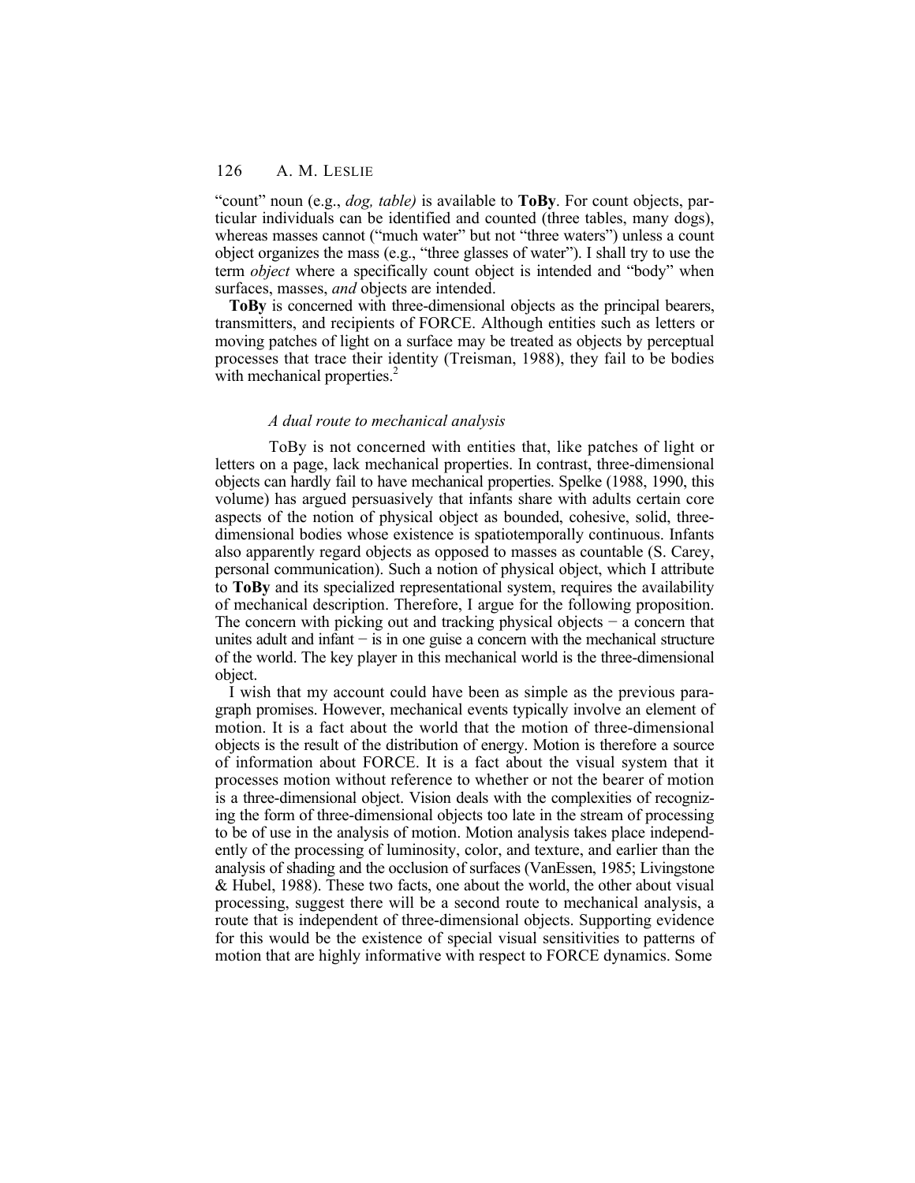"count" noun (e.g., *dog, table)* is available to **ToBy**. For count objects, particular individuals can be identified and counted (three tables, many dogs), whereas masses cannot ("much water" but not "three waters") unless a count object organizes the mass (e.g., "three glasses of water"). I shall try to use the term *object* where a specifically count object is intended and "body" when surfaces, masses, *and* objects are intended.

**ToBy** is concerned with three-dimensional objects as the principal bearers, transmitters, and recipients of FORCE. Although entities such as letters or moving patches of light on a surface may be treated as objects by perceptual processes that trace their identity (Treisman, 1988), they fail to be bodies with mechanical properties.[2]

### *A dual route to mechanical analysis*

ToBy is not concerned with entities that, like patches of light or letters on a page, lack mechanical properties. In contrast, three-dimensional objects can hardly fail to have mechanical properties. Spelke (1988, 1990, this volume) has argued persuasively that infants share with adults certain core aspects of the notion of physical object as bounded, cohesive, solid, three-dimensional bodies whose existence is spatiotemporally continuous. Infants also apparently regard objects as opposed to masses as countable (S. Carey, personal communication). Such a notion of physical object, which I attribute to **ToBy** and its specialized representational system, requires the availability of mechanical description. Therefore, I argue for the following proposition. The concern with picking out and tracking physical objects − a concern that unites adult and infant − is in one guise a concern with the mechanical structure of the world. The key player in this mechanical world is the three-dimensional object.

I wish that my account could have been as simple as the previous paragraph promises. However, mechanical events typically involve an element of motion. It is a fact about the world that the motion of three-dimensional objects is the result of the distribution of energy. Motion is therefore a source of information about FORCE. It is a fact about the visual system that it processes motion without reference to whether or not the bearer of motion is a three-dimensional object. Vision deals with the complexities of recognizing the form of three-dimensional objects too late in the stream of processing to be of use in the analysis of motion. Motion analysis takes place independently of the processing of luminosity, color, and texture, and earlier than the analysis of shading and the occlusion of surfaces (VanEssen, 1985; Livingstone & Hubel, 1988). These two facts, one about the world, the other about visual processing, suggest there will be a second route to mechanical analysis, a route that is independent of three-dimensional objects. Supporting evidence for this would be the existence of special visual sensitivities to patterns of motion that are highly informative with respect to FORCE dynamics. Some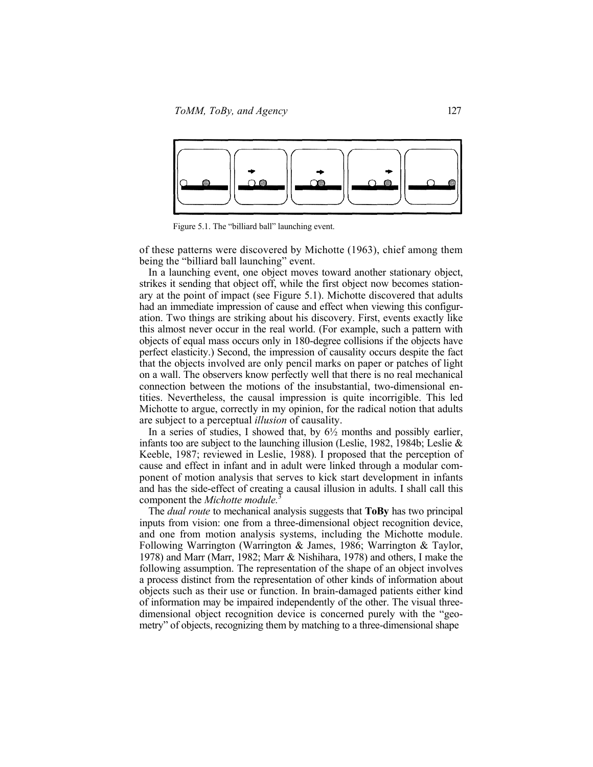Figure 5.1. The “billiard ball” launching event.

of these patterns were discovered by Michotte (1963), chief among them being the “billiard ball launching” event.

In a launching event, one object moves toward another stationary object, strikes it sending that object off, while the first object now becomes stationary at the point of impact (see Figure 5.1). Michotte discovered that adults had an immediate impression of cause and effect when viewing this configuration. Two things are striking about his discovery. First, events exactly like this almost never occur in the real world. (For example, such a pattern with objects of equal mass occurs only in 180-degree collisions if the objects have perfect elasticity.) Second, the impression of causality occurs despite the fact that the objects involved are only pencil marks on paper or patches of light on a wall. The observers know perfectly well that there is no real mechanical connection between the motions of the insubstantial, two-dimensional entities. Nevertheless, the causal impression is quite incorrigible. This led Michotte to argue, correctly in my opinion, for the radical notion that adults are subject to a perceptual *illusion* of causality.

In a series of studies, I showed that, by 6½ months and possibly earlier, infants too are subject to the launching illusion (Leslie, 1982, 1984b; Leslie & Keeble, 1987; reviewed in Leslie, 1988). I proposed that the perception of cause and effect in infant and in adult were linked through a modular component of motion analysis that serves to kick start development in infants and has the side-effect of creating a causal illusion in adults. I shall call this component the *Michotte module.*[3]

The *dual route* to mechanical analysis suggests that **ToBy** has two principal inputs from vision: one from a three-dimensional object recognition device, and one from motion analysis systems, including the Michotte module. Following Warrington (Warrington & James, 1986; Warrington & Taylor, 1978) and Marr (Marr, 1982; Marr & Nishihara, 1978) and others, I make the following assumption. The representation of the shape of an object involves a process distinct from the representation of other kinds of information about objects such as their use or function. In brain-damaged patients either kind of information may be impaired independently of the other. The visual three-dimensional object recognition device is concerned purely with the “geometry” of objects, recognizing them by matching to a three-dimensional shape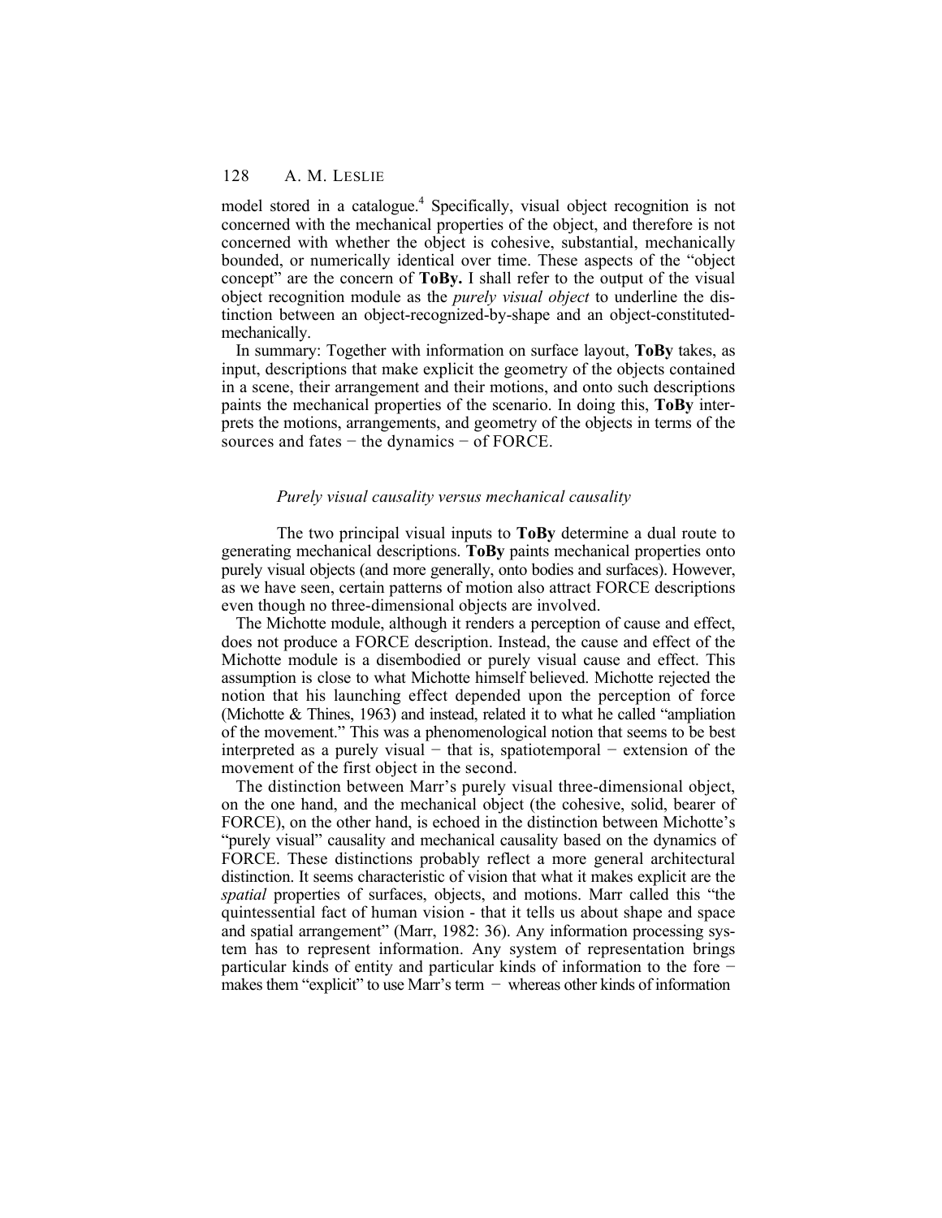model stored in a catalogue.[4] Specifically, visual object recognition is not concerned with the mechanical properties of the object, and therefore is not concerned with whether the object is cohesive, substantial, mechanically bounded, or numerically identical over time. These aspects of the "object concept" are the concern of **ToBy.** I shall refer to the output of the visual object recognition module as the *purely visual object* to underline the distinction between an object-recognized-by-shape and an object-constituted-mechanically.

In summary: Together with information on surface layout, **ToBy** takes, as input, descriptions that make explicit the geometry of the objects contained in a scene, their arrangement and their motions, and onto such descriptions paints the mechanical properties of the scenario. In doing this, **ToBy** interprets the motions, arrangements, and geometry of the objects in terms of the sources and fates − the dynamics − of FORCE.

### *Purely visual causality versus mechanical causality*

The two principal visual inputs to **ToBy** determine a dual route to generating mechanical descriptions. **ToBy** paints mechanical properties onto purely visual objects (and more generally, onto bodies and surfaces). However, as we have seen, certain patterns of motion also attract FORCE descriptions even though no three-dimensional objects are involved.

The Michotte module, although it renders a perception of cause and effect, does not produce a FORCE description. Instead, the cause and effect of the Michotte module is a disembodied or purely visual cause and effect. This assumption is close to what Michotte himself believed. Michotte rejected the notion that his launching effect depended upon the perception of force (Michotte & Thines, 1963) and instead, related it to what he called "ampliation of the movement." This was a phenomenological notion that seems to be best interpreted as a purely visual − that is, spatiotemporal − extension of the movement of the first object in the second.

The distinction between Marr's purely visual three-dimensional object, on the one hand, and the mechanical object (the cohesive, solid, bearer of FORCE), on the other hand, is echoed in the distinction between Michotte's "purely visual" causality and mechanical causality based on the dynamics of FORCE. These distinctions probably reflect a more general architectural distinction. It seems characteristic of vision that what it makes explicit are the *spatial* properties of surfaces, objects, and motions. Marr called this "the quintessential fact of human vision - that it tells us about shape and space and spatial arrangement" (Marr, 1982: 36). Any information processing system has to represent information. Any system of representation brings particular kinds of entity and particular kinds of information to the fore − makes them "explicit" to use Marr's term − whereas other kinds of information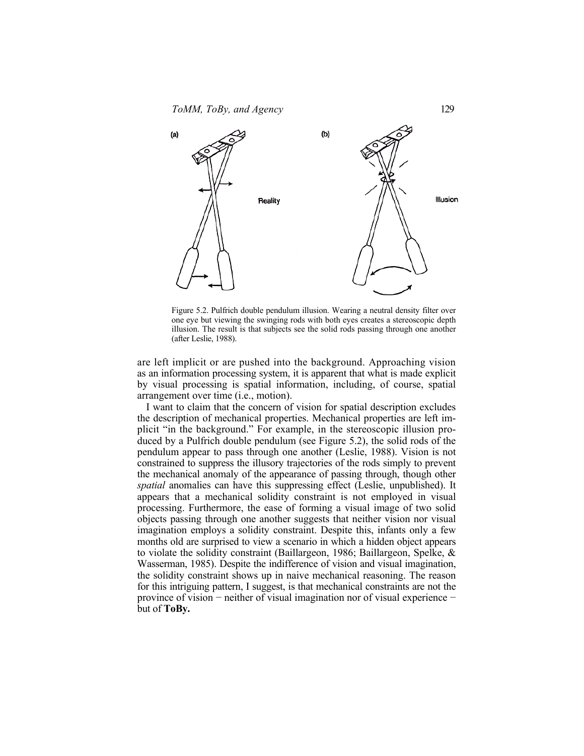Figure 5.2. Pulfrich double pendulum illusion. Wearing a neutral density filter over one eye but viewing the swinging rods with both eyes creates a stereoscopic depth illusion. The result is that subjects see the solid rods passing through one another (after Leslie, 1988).

are left implicit or are pushed into the background. Approaching vision as an information processing system, it is apparent that what is made explicit by visual processing is spatial information, including, of course, spatial arrangement over time (i.e., motion).

I want to claim that the concern of vision for spatial description excludes the description of mechanical properties. Mechanical properties are left implicit "in the background." For example, in the stereoscopic illusion produced by a Pulfrich double pendulum (see Figure 5.2), the solid rods of the pendulum appear to pass through one another (Leslie, 1988). Vision is not constrained to suppress the illusory trajectories of the rods simply to prevent the mechanical anomaly of the appearance of passing through, though other *spatial* anomalies can have this suppressing effect (Leslie, unpublished). It appears that a mechanical solidity constraint is not employed in visual processing. Furthermore, the ease of forming a visual image of two solid objects passing through one another suggests that neither vision nor visual imagination employs a solidity constraint. Despite this, infants only a few months old are surprised to view a scenario in which a hidden object appears to violate the solidity constraint (Baillargeon, 1986; Baillargeon, Spelke, & Wasserman, 1985). Despite the indifference of vision and visual imagination, the solidity constraint shows up in naive mechanical reasoning. The reason for this intriguing pattern, I suggest, is that mechanical constraints are not the province of vision − neither of visual imagination nor of visual experience − but of **ToBy.**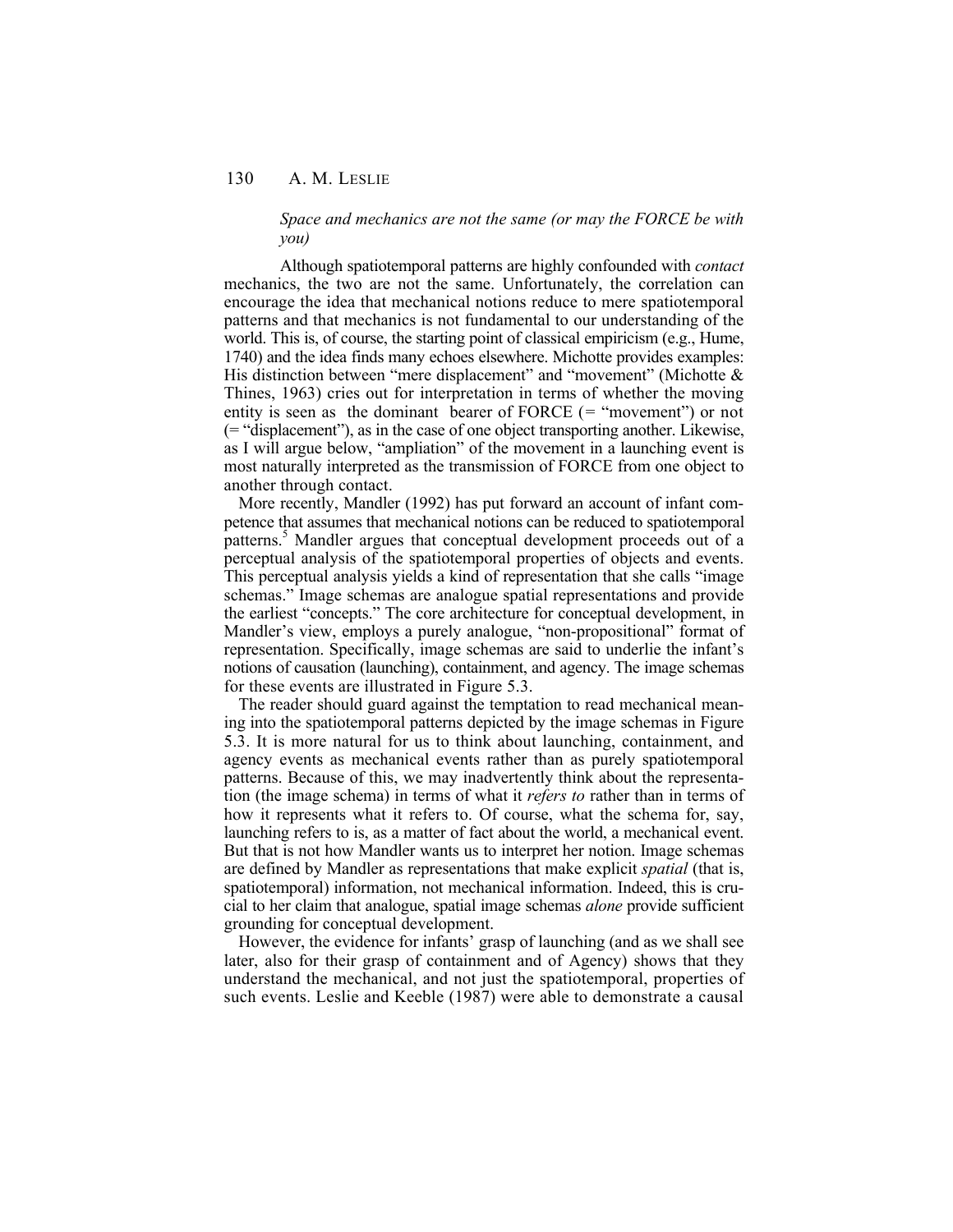*Space and mechanics are not the same (or may the FORCE be with you)*

Although spatiotemporal patterns are highly confounded with *contact* mechanics, the two are not the same. Unfortunately, the correlation can encourage the idea that mechanical notions reduce to mere spatiotemporal patterns and that mechanics is not fundamental to our understanding of the world. This is, of course, the starting point of classical empiricism (e.g., Hume, 1740) and the idea finds many echoes elsewhere. Michotte provides examples: His distinction between "mere displacement" and "movement" (Michotte & Thines, 1963) cries out for interpretation in terms of whether the moving entity is seen as the dominant bearer of FORCE (= "movement") or not (= "displacement"), as in the case of one object transporting another. Likewise, as I will argue below, "ampliation" of the movement in a launching event is most naturally interpreted as the transmission of FORCE from one object to another through contact.

More recently, Mandler (1992) has put forward an account of infant competence that assumes that mechanical notions can be reduced to spatiotemporal patterns.[5] Mandler argues that conceptual development proceeds out of a perceptual analysis of the spatiotemporal properties of objects and events. This perceptual analysis yields a kind of representation that she calls "image schemas." Image schemas are analogue spatial representations and provide the earliest "concepts." The core architecture for conceptual development, in Mandler's view, employs a purely analogue, "non-propositional" format of representation. Specifically, image schemas are said to underlie the infant's notions of causation (launching), containment, and agency. The image schemas for these events are illustrated in Figure 5.3.

The reader should guard against the temptation to read mechanical meaning into the spatiotemporal patterns depicted by the image schemas in Figure 5.3. It is more natural for us to think about launching, containment, and agency events as mechanical events rather than as purely spatiotemporal patterns. Because of this, we may inadvertently think about the representation (the image schema) in terms of what it *refers to* rather than in terms of how it represents what it refers to. Of course, what the schema for, say, launching refers to is, as a matter of fact about the world, a mechanical event. But that is not how Mandler wants us to interpret her notion. Image schemas are defined by Mandler as representations that make explicit *spatial* (that is, spatiotemporal) information, not mechanical information. Indeed, this is crucial to her claim that analogue, spatial image schemas *alone* provide sufficient grounding for conceptual development.

However, the evidence for infants' grasp of launching (and as we shall see later, also for their grasp of containment and of Agency) shows that they understand the mechanical, and not just the spatiotemporal, properties of such events. Leslie and Keeble (1987) were able to demonstrate a causal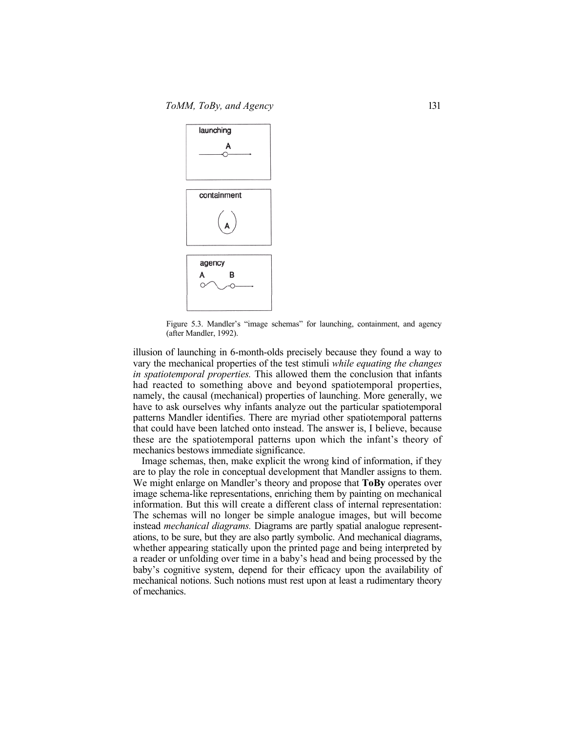Figure 5.3. Mandler's "image schemas" for launching, containment, and agency (after Mandler, 1992).

illusion of launching in 6-month-olds precisely because they found a way to vary the mechanical properties of the test stimuli *while equating the changes in spatiotemporal properties.* This allowed them the conclusion that infants had reacted to something above and beyond spatiotemporal properties, namely, the causal (mechanical) properties of launching. More generally, we have to ask ourselves why infants analyze out the particular spatiotemporal patterns Mandler identifies. There are myriad other spatiotemporal patterns that could have been latched onto instead. The answer is, I believe, because these are the spatiotemporal patterns upon which the infant's theory of mechanics bestows immediate significance.

Image schemas, then, make explicit the wrong kind of information, if they are to play the role in conceptual development that Mandler assigns to them. We might enlarge on Mandler's theory and propose that **ToBy** operates over image schema-like representations, enriching them by painting on mechanical information. But this will create a different class of internal representation: The schemas will no longer be simple analogue images, but will become instead *mechanical diagrams.* Diagrams are partly spatial analogue representations, to be sure, but they are also partly symbolic. And mechanical diagrams, whether appearing statically upon the printed page and being interpreted by a reader or unfolding over time in a baby's head and being processed by the baby's cognitive system, depend for their efficacy upon the availability of mechanical notions. Such notions must rest upon at least a rudimentary theory of mechanics.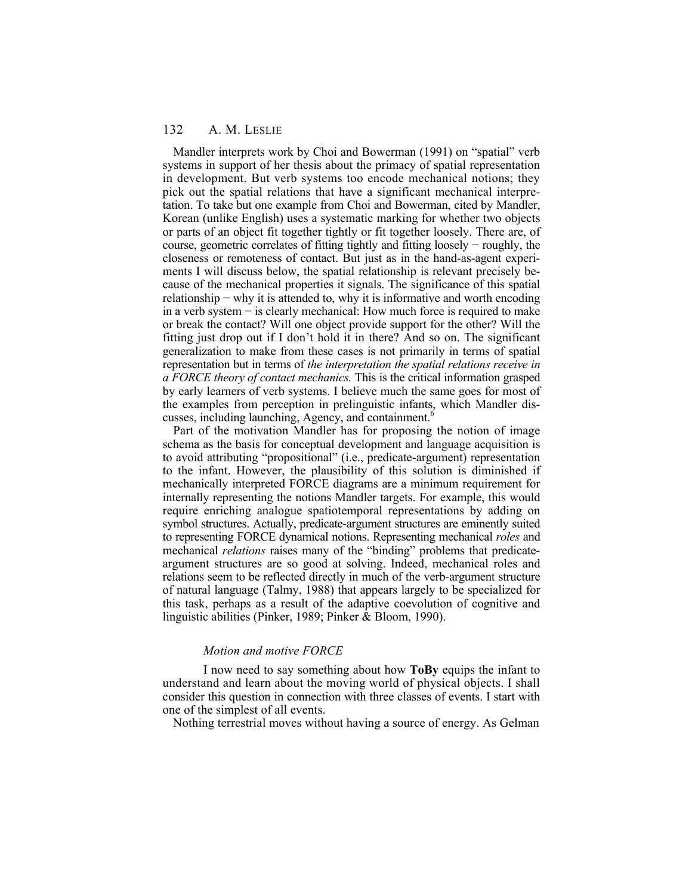Mandler interprets work by Choi and Bowerman (1991) on "spatial" verb systems in support of her thesis about the primacy of spatial representation in development. But verb systems too encode mechanical notions; they pick out the spatial relations that have a significant mechanical interpretation. To take but one example from Choi and Bowerman, cited by Mandler, Korean (unlike English) uses a systematic marking for whether two objects or parts of an object fit together tightly or fit together loosely. There are, of course, geometric correlates of fitting tightly and fitting loosely − roughly, the closeness or remoteness of contact. But just as in the hand-as-agent experiments I will discuss below, the spatial relationship is relevant precisely because of the mechanical properties it signals. The significance of this spatial relationship − why it is attended to, why it is informative and worth encoding in a verb system − is clearly mechanical: How much force is required to make or break the contact? Will one object provide support for the other? Will the fitting just drop out if I don't hold it in there? And so on. The significant generalization to make from these cases is not primarily in terms of spatial representation but in terms of *the interpretation the spatial relations receive in a FORCE theory of contact mechanics.* This is the critical information grasped by early learners of verb systems. I believe much the same goes for most of the examples from perception in prelinguistic infants, which Mandler discusses, including launching, Agency, and containment.[6]

Part of the motivation Mandler has for proposing the notion of image schema as the basis for conceptual development and language acquisition is to avoid attributing "propositional" (i.e., predicate-argument) representation to the infant. However, the plausibility of this solution is diminished if mechanically interpreted FORCE diagrams are a minimum requirement for internally representing the notions Mandler targets. For example, this would require enriching analogue spatiotemporal representations by adding on symbol structures. Actually, predicate-argument structures are eminently suited to representing FORCE dynamical notions. Representing mechanical *roles* and mechanical *relations* raises many of the "binding" problems that predicate-argument structures are so good at solving. Indeed, mechanical roles and relations seem to be reflected directly in much of the verb-argument structure of natural language (Talmy, 1988) that appears largely to be specialized for this task, perhaps as a result of the adaptive coevolution of cognitive and linguistic abilities (Pinker, 1989; Pinker & Bloom, 1990).

### *Motion and motive FORCE*

I now need to say something about how **ToBy** equips the infant to understand and learn about the moving world of physical objects. I shall consider this question in connection with three classes of events. I start with one of the simplest of all events.

Nothing terrestrial moves without having a source of energy. As Gelman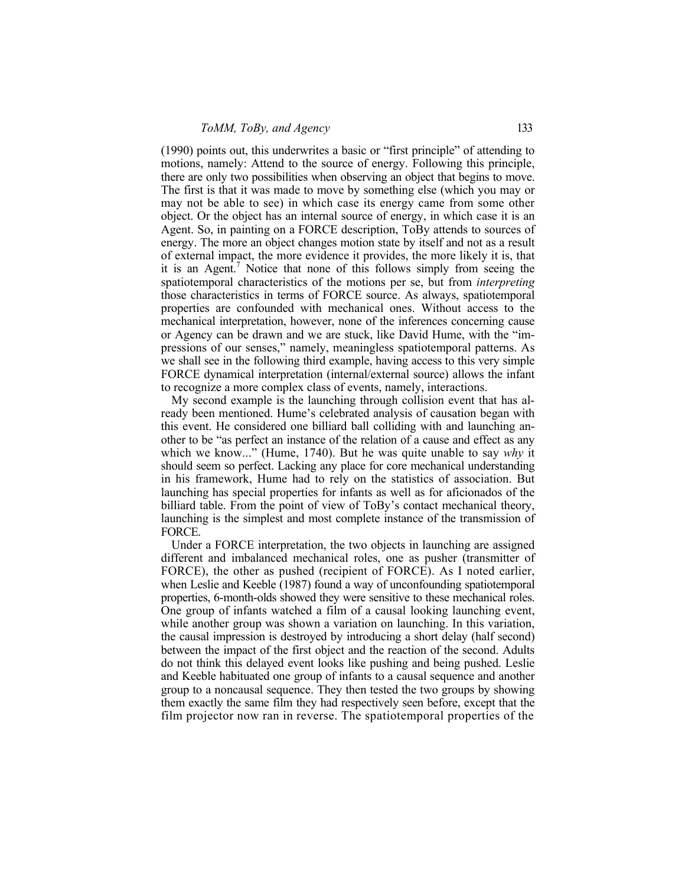(1990) points out, this underwrites a basic or "first principle" of attending to motions, namely: Attend to the source of energy. Following this principle, there are only two possibilities when observing an object that begins to move. The first is that it was made to move by something else (which you may or may not be able to see) in which case its energy came from some other object. Or the object has an internal source of energy, in which case it is an Agent. So, in painting on a FORCE description, ToBy attends to sources of energy. The more an object changes motion state by itself and not as a result of external impact, the more evidence it provides, the more likely it is, that it is an Agent.[7] Notice that none of this follows simply from seeing the spatiotemporal characteristics of the motions per se, but from *interpreting* those characteristics in terms of FORCE source. As always, spatiotemporal properties are confounded with mechanical ones. Without access to the mechanical interpretation, however, none of the inferences concerning cause or Agency can be drawn and we are stuck, like David Hume, with the "impressions of our senses," namely, meaningless spatiotemporal patterns. As we shall see in the following third example, having access to this very simple FORCE dynamical interpretation (internal/external source) allows the infant to recognize a more complex class of events, namely, interactions.

My second example is the launching through collision event that has already been mentioned. Hume's celebrated analysis of causation began with this event. He considered one billiard ball colliding with and launching another to be "as perfect an instance of the relation of a cause and effect as any which we know..." (Hume, 1740). But he was quite unable to say *why* it should seem so perfect. Lacking any place for core mechanical understanding in his framework, Hume had to rely on the statistics of association. But launching has special properties for infants as well as for aficionados of the billiard table. From the point of view of ToBy's contact mechanical theory, launching is the simplest and most complete instance of the transmission of FORCE.

Under a FORCE interpretation, the two objects in launching are assigned different and imbalanced mechanical roles, one as pusher (transmitter of FORCE), the other as pushed (recipient of FORCE). As I noted earlier, when Leslie and Keeble (1987) found a way of unconfounding spatiotemporal properties, 6-month-olds showed they were sensitive to these mechanical roles. One group of infants watched a film of a causal looking launching event, while another group was shown a variation on launching. In this variation, the causal impression is destroyed by introducing a short delay (half second) between the impact of the first object and the reaction of the second. Adults do not think this delayed event looks like pushing and being pushed. Leslie and Keeble habituated one group of infants to a causal sequence and another group to a noncausal sequence. They then tested the two groups by showing them exactly the same film they had respectively seen before, except that the film projector now ran in reverse. The spatiotemporal properties of the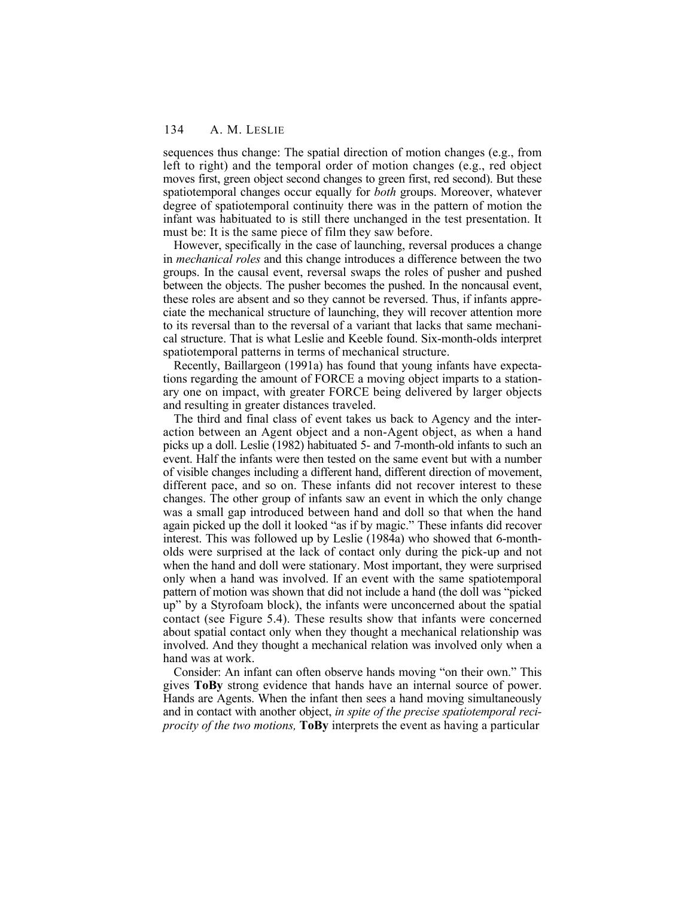sequences thus change: The spatial direction of motion changes (e.g., from left to right) and the temporal order of motion changes (e.g., red object moves first, green object second changes to green first, red second). But these spatiotemporal changes occur equally for *both* groups. Moreover, whatever degree of spatiotemporal continuity there was in the pattern of motion the infant was habituated to is still there unchanged in the test presentation. It must be: It is the same piece of film they saw before.

However, specifically in the case of launching, reversal produces a change in *mechanical roles* and this change introduces a difference between the two groups. In the causal event, reversal swaps the roles of pusher and pushed between the objects. The pusher becomes the pushed. In the noncausal event, these roles are absent and so they cannot be reversed. Thus, if infants appreciate the mechanical structure of launching, they will recover attention more to its reversal than to the reversal of a variant that lacks that same mechanical structure. That is what Leslie and Keeble found. Six-month-olds interpret spatiotemporal patterns in terms of mechanical structure.

Recently, Baillargeon (1991a) has found that young infants have expectations regarding the amount of FORCE a moving object imparts to a stationary one on impact, with greater FORCE being delivered by larger objects and resulting in greater distances traveled.

The third and final class of event takes us back to Agency and the interaction between an Agent object and a non-Agent object, as when a hand picks up a doll. Leslie (1982) habituated 5- and 7-month-old infants to such an event. Half the infants were then tested on the same event but with a number of visible changes including a different hand, different direction of movement, different pace, and so on. These infants did not recover interest to these changes. The other group of infants saw an event in which the only change was a small gap introduced between hand and doll so that when the hand again picked up the doll it looked "as if by magic." These infants did recover interest. This was followed up by Leslie (1984a) who showed that 6-month-olds were surprised at the lack of contact only during the pick-up and not when the hand and doll were stationary. Most important, they were surprised only when a hand was involved. If an event with the same spatiotemporal pattern of motion was shown that did not include a hand (the doll was "picked up" by a Styrofoam block), the infants were unconcerned about the spatial contact (see Figure 5.4). These results show that infants were concerned about spatial contact only when they thought a mechanical relationship was involved. And they thought a mechanical relation was involved only when a hand was at work.

Consider: An infant can often observe hands moving "on their own." This gives **ToBy** strong evidence that hands have an internal source of power. Hands are Agents. When the infant then sees a hand moving simultaneously and in contact with another object, *in spite of the precise spatiotemporal reciprocity of the two motions,* **ToBy** interprets the event as having a particular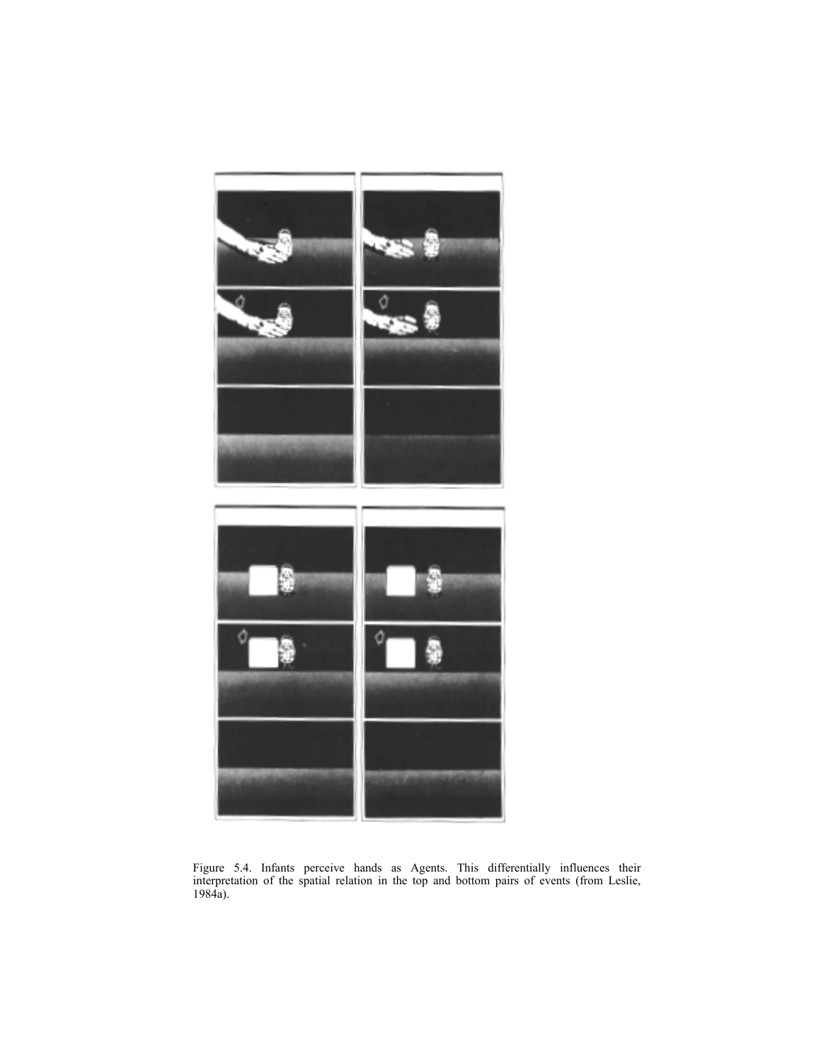Figure 5.4. Infants perceive hands as Agents. This differentially influences their interpretation of the spatial relation in the top and bottom pairs of events (from Leslie, 1984a).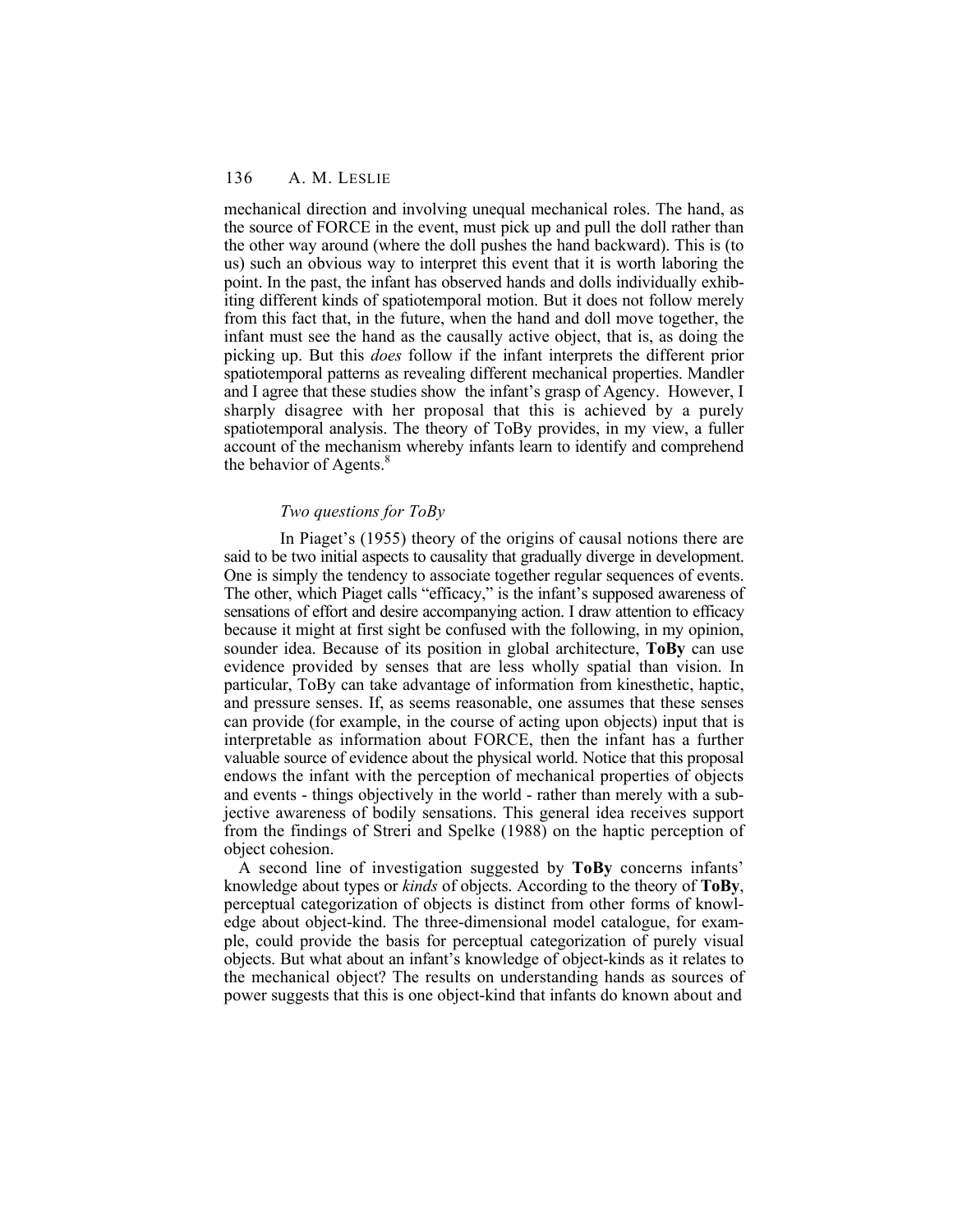mechanical direction and involving unequal mechanical roles. The hand, as the source of FORCE in the event, must pick up and pull the doll rather than the other way around (where the doll pushes the hand backward). This is (to us) such an obvious way to interpret this event that it is worth laboring the point. In the past, the infant has observed hands and dolls individually exhibiting different kinds of spatiotemporal motion. But it does not follow merely from this fact that, in the future, when the hand and doll move together, the infant must see the hand as the causally active object, that is, as doing the picking up. But this *does* follow if the infant interprets the different prior spatiotemporal patterns as revealing different mechanical properties. Mandler and I agree that these studies show the infant's grasp of Agency. However, I sharply disagree with her proposal that this is achieved by a purely spatiotemporal analysis. The theory of ToBy provides, in my view, a fuller account of the mechanism whereby infants learn to identify and comprehend the behavior of Agents.[8]

### *Two questions for ToBy*

In Piaget's (1955) theory of the origins of causal notions there are said to be two initial aspects to causality that gradually diverge in development. One is simply the tendency to associate together regular sequences of events. The other, which Piaget calls "efficacy," is the infant's supposed awareness of sensations of effort and desire accompanying action. I draw attention to efficacy because it might at first sight be confused with the following, in my opinion, sounder idea. Because of its position in global architecture, **ToBy** can use evidence provided by senses that are less wholly spatial than vision. In particular, ToBy can take advantage of information from kinesthetic, haptic, and pressure senses. If, as seems reasonable, one assumes that these senses can provide (for example, in the course of acting upon objects) input that is interpretable as information about FORCE, then the infant has a further valuable source of evidence about the physical world. Notice that this proposal endows the infant with the perception of mechanical properties of objects and events - things objectively in the world - rather than merely with a subjective awareness of bodily sensations. This general idea receives support from the findings of Streri and Spelke (1988) on the haptic perception of object cohesion.

A second line of investigation suggested by **ToBy** concerns infants' knowledge about types or *kinds* of objects. According to the theory of **ToBy**, perceptual categorization of objects is distinct from other forms of knowledge about object-kind. The three-dimensional model catalogue, for example, could provide the basis for perceptual categorization of purely visual objects. But what about an infant's knowledge of object-kinds as it relates to the mechanical object? The results on understanding hands as sources of power suggests that this is one object-kind that infants do known about and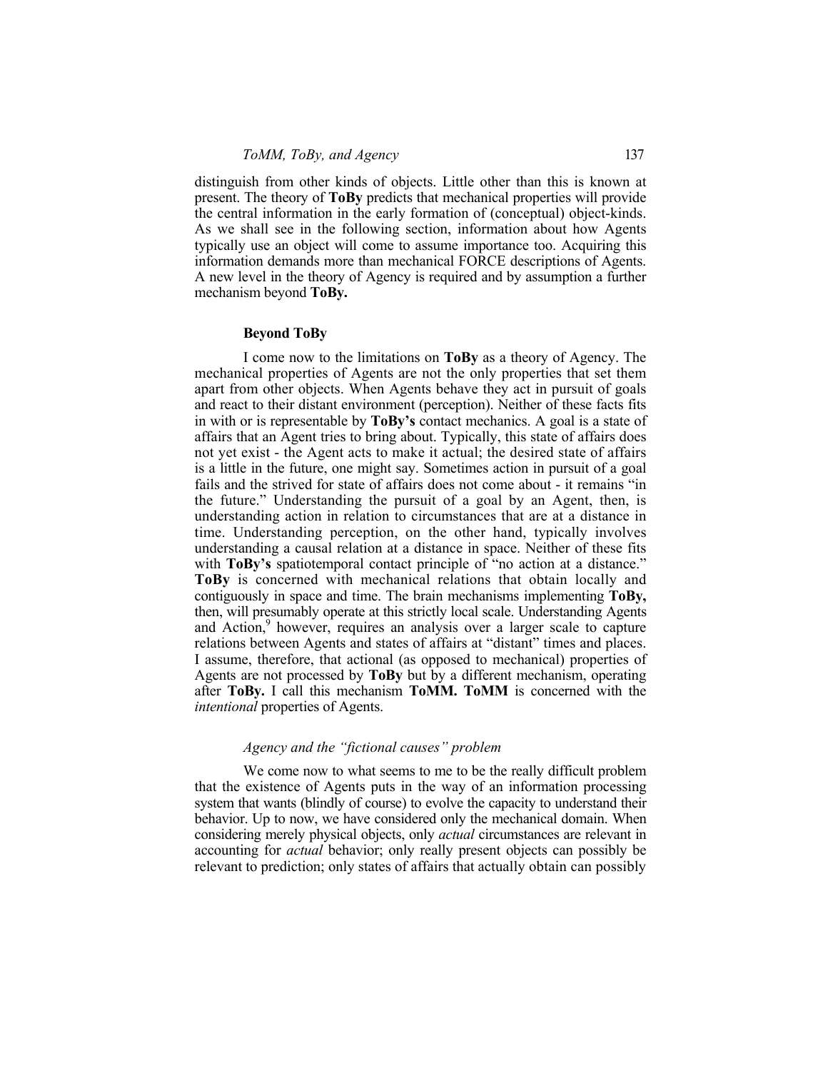distinguish from other kinds of objects. Little other than this is known at present. The theory of **ToBy** predicts that mechanical properties will provide the central information in the early formation of (conceptual) object-kinds. As we shall see in the following section, information about how Agents typically use an object will come to assume importance too. Acquiring this information demands more than mechanical FORCE descriptions of Agents. A new level in the theory of Agency is required and by assumption a further mechanism beyond **ToBy.**

### Beyond ToBy

I come now to the limitations on **ToBy** as a theory of Agency. The mechanical properties of Agents are not the only properties that set them apart from other objects. When Agents behave they act in pursuit of goals and react to their distant environment (perception). Neither of these facts fits in with or is representable by **ToBy's** contact mechanics. A goal is a state of affairs that an Agent tries to bring about. Typically, this state of affairs does not yet exist - the Agent acts to make it actual; the desired state of affairs is a little in the future, one might say. Sometimes action in pursuit of a goal fails and the strived for state of affairs does not come about - it remains "in the future." Understanding the pursuit of a goal by an Agent, then, is understanding action in relation to circumstances that are at a distance in time. Understanding perception, on the other hand, typically involves understanding a causal relation at a distance in space. Neither of these fits with **ToBy's** spatiotemporal contact principle of "no action at a distance." **ToBy** is concerned with mechanical relations that obtain locally and contiguously in space and time. The brain mechanisms implementing **ToBy,** then, will presumably operate at this strictly local scale. Understanding Agents and Action,[9] however, requires an analysis over a larger scale to capture relations between Agents and states of affairs at "distant" times and places. I assume, therefore, that actional (as opposed to mechanical) properties of Agents are not processed by **ToBy** but by a different mechanism, operating after **ToBy.** I call this mechanism **ToMM. ToMM** is concerned with the *intentional* properties of Agents.

#### *Agency and the "fictional causes" problem*

We come now to what seems to me to be the really difficult problem that the existence of Agents puts in the way of an information processing system that wants (blindly of course) to evolve the capacity to understand their behavior. Up to now, we have considered only the mechanical domain. When considering merely physical objects, only *actual* circumstances are relevant in accounting for *actual* behavior; only really present objects can possibly be relevant to prediction; only states of affairs that actually obtain can possibly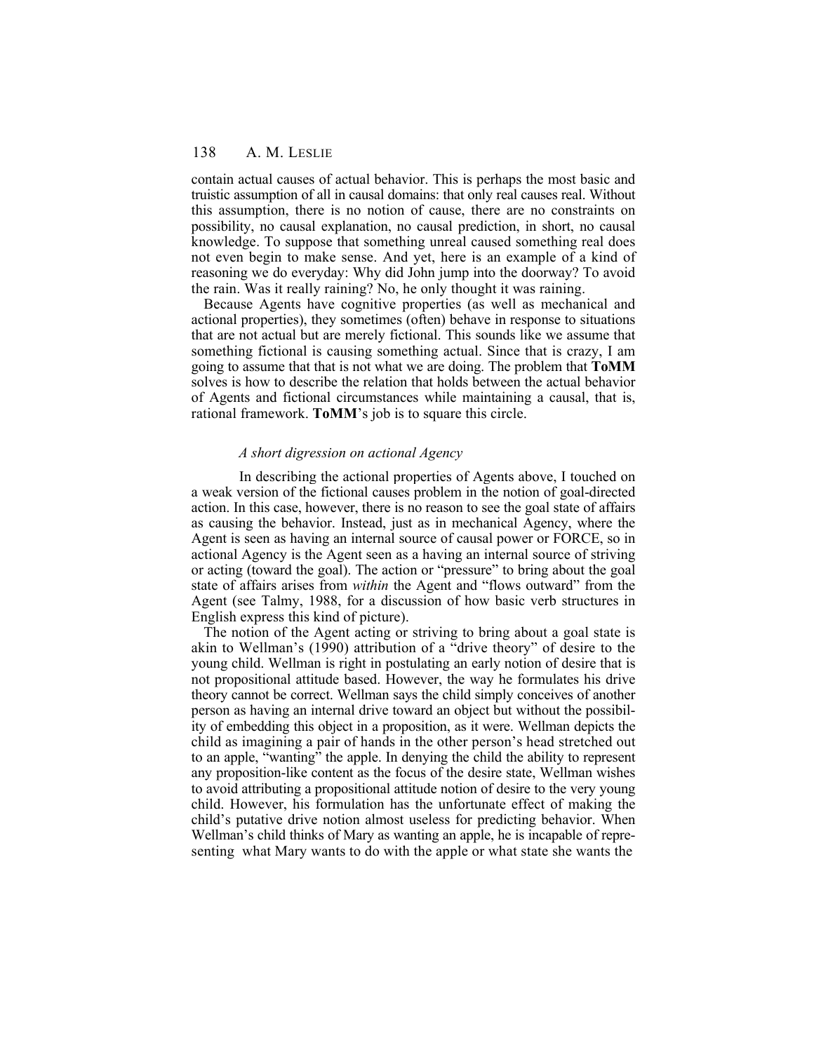contain actual causes of actual behavior. This is perhaps the most basic and truistic assumption of all in causal domains: that only real causes real. Without this assumption, there is no notion of cause, there are no constraints on possibility, no causal explanation, no causal prediction, in short, no causal knowledge. To suppose that something unreal caused something real does not even begin to make sense. And yet, here is an example of a kind of reasoning we do everyday: Why did John jump into the doorway? To avoid the rain. Was it really raining? No, he only thought it was raining.

Because Agents have cognitive properties (as well as mechanical and actional properties), they sometimes (often) behave in response to situations that are not actual but are merely fictional. This sounds like we assume that something fictional is causing something actual. Since that is crazy, I am going to assume that that is not what we are doing. The problem that **ToMM** solves is how to describe the relation that holds between the actual behavior of Agents and fictional circumstances while maintaining a causal, that is, rational framework. **ToMM**'s job is to square this circle.

### *A short digression on actional Agency*

In describing the actional properties of Agents above, I touched on a weak version of the fictional causes problem in the notion of goal-directed action. In this case, however, there is no reason to see the goal state of affairs as causing the behavior. Instead, just as in mechanical Agency, where the Agent is seen as having an internal source of causal power or FORCE, so in actional Agency is the Agent seen as a having an internal source of striving or acting (toward the goal). The action or "pressure" to bring about the goal state of affairs arises from *within* the Agent and "flows outward" from the Agent (see Talmy, 1988, for a discussion of how basic verb structures in English express this kind of picture).

The notion of the Agent acting or striving to bring about a goal state is akin to Wellman's (1990) attribution of a "drive theory" of desire to the young child. Wellman is right in postulating an early notion of desire that is not propositional attitude based. However, the way he formulates his drive theory cannot be correct. Wellman says the child simply conceives of another person as having an internal drive toward an object but without the possibility of embedding this object in a proposition, as it were. Wellman depicts the child as imagining a pair of hands in the other person's head stretched out to an apple, "wanting" the apple. In denying the child the ability to represent any proposition-like content as the focus of the desire state, Wellman wishes to avoid attributing a propositional attitude notion of desire to the very young child. However, his formulation has the unfortunate effect of making the child's putative drive notion almost useless for predicting behavior. When Wellman's child thinks of Mary as wanting an apple, he is incapable of representing what Mary wants to do with the apple or what state she wants the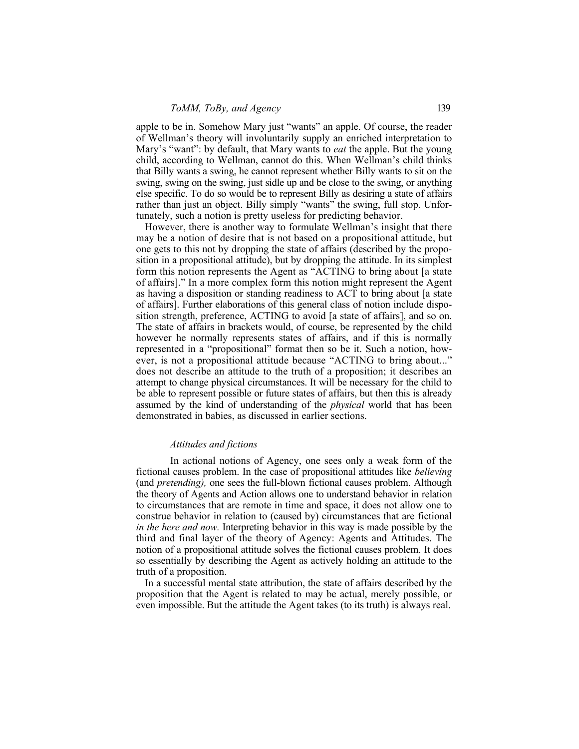apple to be in. Somehow Mary just "wants" an apple. Of course, the reader of Wellman's theory will involuntarily supply an enriched interpretation to Mary's "want": by default, that Mary wants to *eat* the apple. But the young child, according to Wellman, cannot do this. When Wellman's child thinks that Billy wants a swing, he cannot represent whether Billy wants to sit on the swing, swing on the swing, just sidle up and be close to the swing, or anything else specific. To do so would be to represent Billy as desiring a state of affairs rather than just an object. Billy simply "wants" the swing, full stop. Unfortunately, such a notion is pretty useless for predicting behavior.

However, there is another way to formulate Wellman's insight that there may be a notion of desire that is not based on a propositional attitude, but one gets to this not by dropping the state of affairs (described by the proposition in a propositional attitude), but by dropping the attitude. In its simplest form this notion represents the Agent as "ACTING to bring about [a state of affairs]." In a more complex form this notion might represent the Agent as having a disposition or standing readiness to ACT to bring about [a state of affairs]. Further elaborations of this general class of notion include disposition strength, preference, ACTING to avoid [a state of affairs], and so on. The state of affairs in brackets would, of course, be represented by the child however he normally represents states of affairs, and if this is normally represented in a "propositional" format then so be it. Such a notion, however, is not a propositional attitude because "ACTING to bring about..." does not describe an attitude to the truth of a proposition; it describes an attempt to change physical circumstances. It will be necessary for the child to be able to represent possible or future states of affairs, but then this is already assumed by the kind of understanding of the *physical* world that has been demonstrated in babies, as discussed in earlier sections.

### *Attitudes and fictions*

In actional notions of Agency, one sees only a weak form of the fictional causes problem. In the case of propositional attitudes like *believing* (and *pretending),* one sees the full-blown fictional causes problem. Although the theory of Agents and Action allows one to understand behavior in relation to circumstances that are remote in time and space, it does not allow one to construe behavior in relation to (caused by) circumstances that are fictional *in the here and now.* Interpreting behavior in this way is made possible by the third and final layer of the theory of Agency: Agents and Attitudes. The notion of a propositional attitude solves the fictional causes problem. It does so essentially by describing the Agent as actively holding an attitude to the truth of a proposition.

In a successful mental state attribution, the state of affairs described by the proposition that the Agent is related to may be actual, merely possible, or even impossible. But the attitude the Agent takes (to its truth) is always real.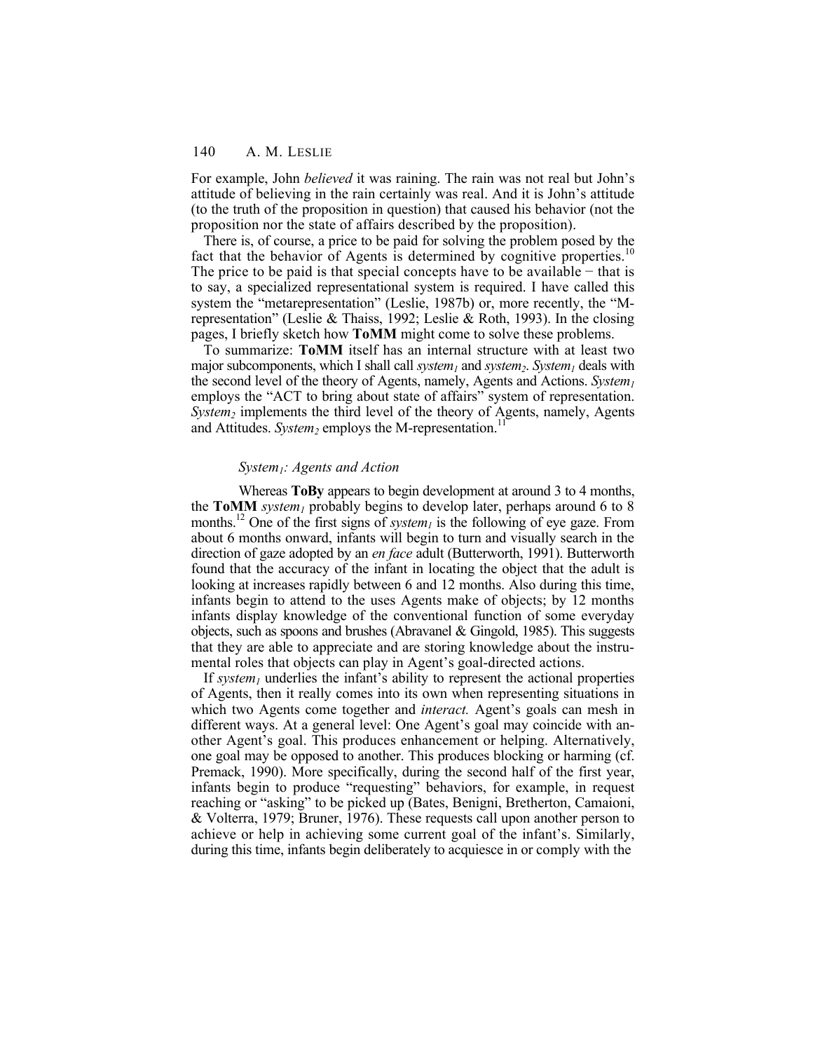For example, John *believed* it was raining. The rain was not real but John's attitude of believing in the rain certainly was real. And it is John's attitude (to the truth of the proposition in question) that caused his behavior (not the proposition nor the state of affairs described by the proposition).

There is, of course, a price to be paid for solving the problem posed by the fact that the behavior of Agents is determined by cognitive properties.[10] The price to be paid is that special concepts have to be available − that is to say, a specialized representational system is required. I have called this system the "metarepresentation" (Leslie, 1987b) or, more recently, the "M-representation" (Leslie & Thaiss, 1992; Leslie & Roth, 1993). In the closing pages, I briefly sketch how **ToMM** might come to solve these problems.

To summarize: **ToMM** itself has an internal structure with at least two major subcomponents, which I shall call *system$_1$* and *system$_2$*. *System$_1$* deals with the second level of the theory of Agents, namely, Agents and Actions. *System$_1$* employs the "ACT to bring about state of affairs" system of representation. *System$_2$* implements the third level of the theory of Agents, namely, Agents and Attitudes. *System$_2$* employs the M-representation.[11]

### *System$_1$: Agents and Action*

Whereas **ToBy** appears to begin development at around 3 to 4 months, the **ToMM** *system$_1$* probably begins to develop later, perhaps around 6 to 8 months.[12] One of the first signs of *system$_1$* is the following of eye gaze. From about 6 months onward, infants will begin to turn and visually search in the direction of gaze adopted by an *en face* adult (Butterworth, 1991). Butterworth found that the accuracy of the infant in locating the object that the adult is looking at increases rapidly between 6 and 12 months. Also during this time, infants begin to attend to the uses Agents make of objects; by 12 months infants display knowledge of the conventional function of some everyday objects, such as spoons and brushes (Abravanel & Gingold, 1985). This suggests that they are able to appreciate and are storing knowledge about the instrumental roles that objects can play in Agent's goal-directed actions.

If *system$_1$* underlies the infant's ability to represent the actional properties of Agents, then it really comes into its own when representing situations in which two Agents come together and *interact.* Agent's goals can mesh in different ways. At a general level: One Agent's goal may coincide with another Agent's goal. This produces enhancement or helping. Alternatively, one goal may be opposed to another. This produces blocking or harming (cf. Premack, 1990). More specifically, during the second half of the first year, infants begin to produce "requesting" behaviors, for example, in request reaching or "asking" to be picked up (Bates, Benigni, Bretherton, Camaioni, & Volterra, 1979; Bruner, 1976). These requests call upon another person to achieve or help in achieving some current goal of the infant's. Similarly, during this time, infants begin deliberately to acquiesce in or comply with the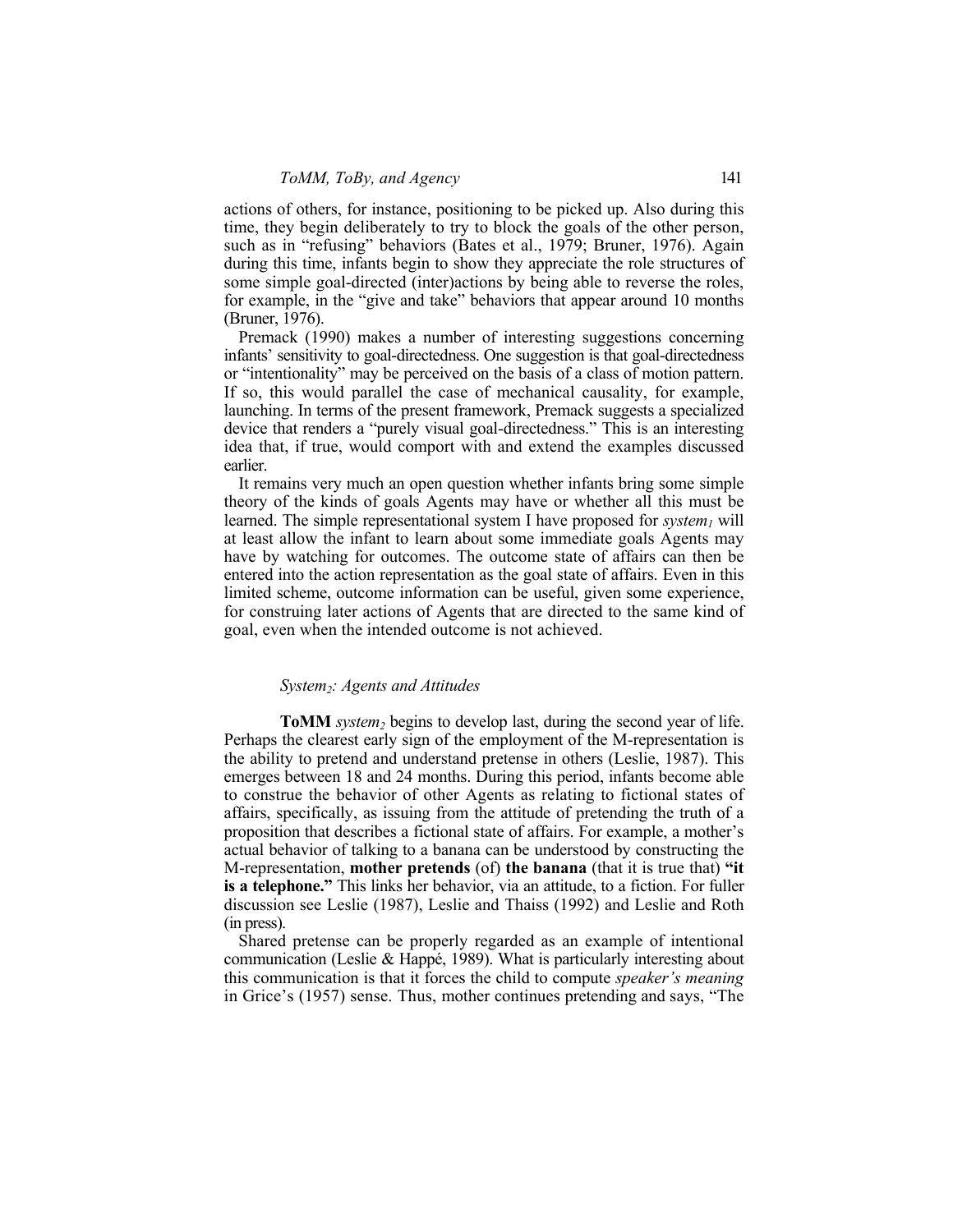actions of others, for instance, positioning to be picked up. Also during this time, they begin deliberately to try to block the goals of the other person, such as in "refusing" behaviors (Bates et al., 1979; Bruner, 1976). Again during this time, infants begin to show they appreciate the role structures of some simple goal-directed (inter)actions by being able to reverse the roles, for example, in the "give and take" behaviors that appear around 10 months (Bruner, 1976).

Premack (1990) makes a number of interesting suggestions concerning infants' sensitivity to goal-directedness. One suggestion is that goal-directedness or "intentionality" may be perceived on the basis of a class of motion pattern. If so, this would parallel the case of mechanical causality, for example, launching. In terms of the present framework, Premack suggests a specialized device that renders a "purely visual goal-directedness." This is an interesting idea that, if true, would comport with and extend the examples discussed earlier.

It remains very much an open question whether infants bring some simple theory of the kinds of goals Agents may have or whether all this must be learned. The simple representational system I have proposed for *system$_1$* will at least allow the infant to learn about some immediate goals Agents may have by watching for outcomes. The outcome state of affairs can then be entered into the action representation as the goal state of affairs. Even in this limited scheme, outcome information can be useful, given some experience, for construing later actions of Agents that are directed to the same kind of goal, even when the intended outcome is not achieved.

### *System$_2$: Agents and Attitudes*

**ToMM** *system$_2$* begins to develop last, during the second year of life. Perhaps the clearest early sign of the employment of the M-representation is the ability to pretend and understand pretense in others (Leslie, 1987). This emerges between 18 and 24 months. During this period, infants become able to construe the behavior of other Agents as relating to fictional states of affairs, specifically, as issuing from the attitude of pretending the truth of a proposition that describes a fictional state of affairs. For example, a mother's actual behavior of talking to a banana can be understood by constructing the M-representation, **mother pretends** (of) **the banana** (that it is true that) **"it is a telephone."** This links her behavior, via an attitude, to a fiction. For fuller discussion see Leslie (1987), Leslie and Thaiss (1992) and Leslie and Roth (in press).

Shared pretense can be properly regarded as an example of intentional communication (Leslie & Happé, 1989). What is particularly interesting about this communication is that it forces the child to compute *speaker's meaning* in Grice's (1957) sense. Thus, mother continues pretending and says, "The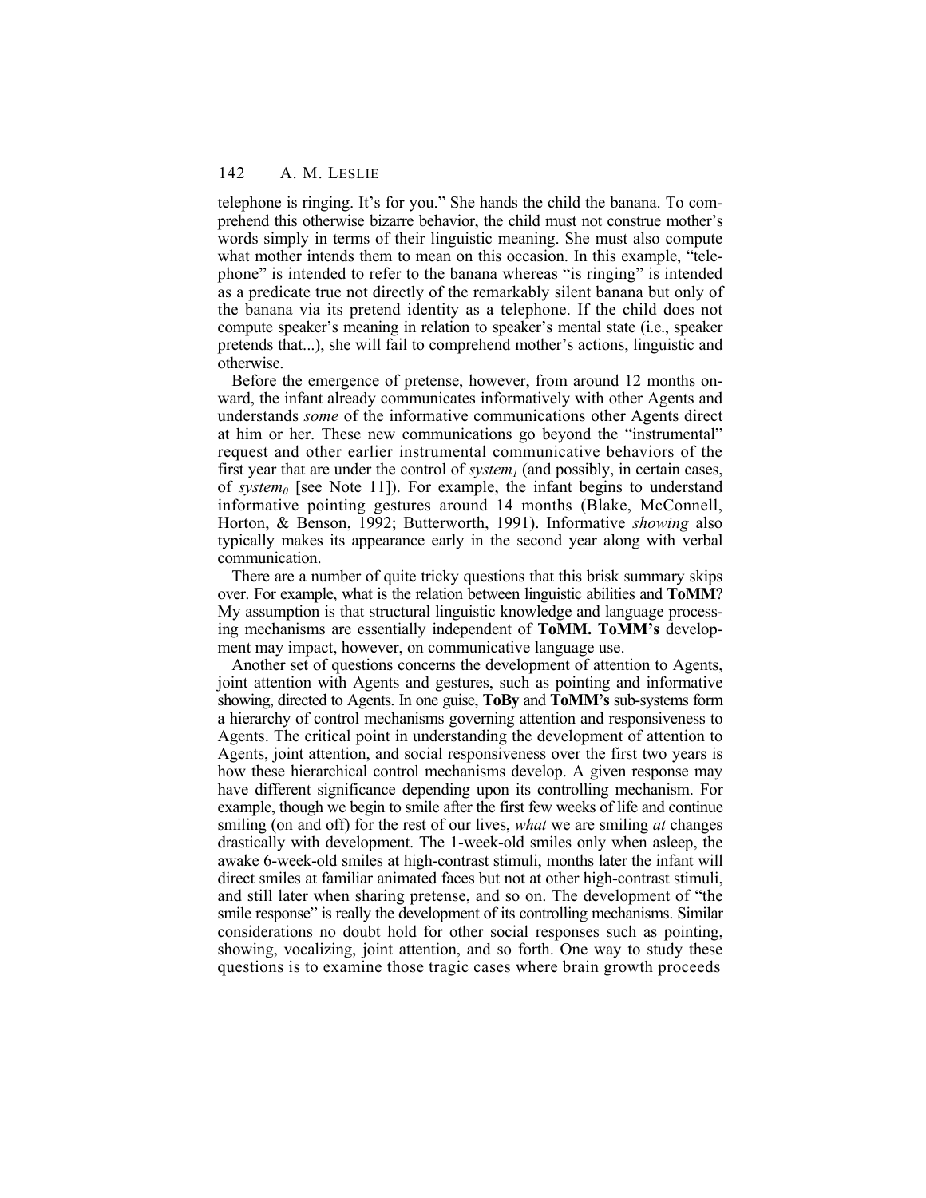telephone is ringing. It's for you." She hands the child the banana. To comprehend this otherwise bizarre behavior, the child must not construe mother's words simply in terms of their linguistic meaning. She must also compute what mother intends them to mean on this occasion. In this example, "telephone" is intended to refer to the banana whereas "is ringing" is intended as a predicate true not directly of the remarkably silent banana but only of the banana via its pretend identity as a telephone. If the child does not compute speaker's meaning in relation to speaker's mental state (i.e., speaker pretends that...), she will fail to comprehend mother's actions, linguistic and otherwise.

Before the emergence of pretense, however, from around 12 months onward, the infant already communicates informatively with other Agents and understands *some* of the informative communications other Agents direct at him or her. These new communications go beyond the "instrumental" request and other earlier instrumental communicative behaviors of the first year that are under the control of *system*$_1$ (and possibly, in certain cases, of *system*$_0$ [see Note 11]). For example, the infant begins to understand informative pointing gestures around 14 months (Blake, McConnell, Horton, & Benson, 1992; Butterworth, 1991). Informative *showing* also typically makes its appearance early in the second year along with verbal communication.

There are a number of quite tricky questions that this brisk summary skips over. For example, what is the relation between linguistic abilities and **ToMM**? My assumption is that structural linguistic knowledge and language processing mechanisms are essentially independent of **ToMM. ToMM's** development may impact, however, on communicative language use.

Another set of questions concerns the development of attention to Agents, joint attention with Agents and gestures, such as pointing and informative showing, directed to Agents. In one guise, **ToBy** and **ToMM's** sub-systems form a hierarchy of control mechanisms governing attention and responsiveness to Agents. The critical point in understanding the development of attention to Agents, joint attention, and social responsiveness over the first two years is how these hierarchical control mechanisms develop. A given response may have different significance depending upon its controlling mechanism. For example, though we begin to smile after the first few weeks of life and continue smiling (on and off) for the rest of our lives, *what* we are smiling *at* changes drastically with development. The 1-week-old smiles only when asleep, the awake 6-week-old smiles at high-contrast stimuli, months later the infant will direct smiles at familiar animated faces but not at other high-contrast stimuli, and still later when sharing pretense, and so on. The development of "the smile response" is really the development of its controlling mechanisms. Similar considerations no doubt hold for other social responses such as pointing, showing, vocalizing, joint attention, and so forth. One way to study these questions is to examine those tragic cases where brain growth proceeds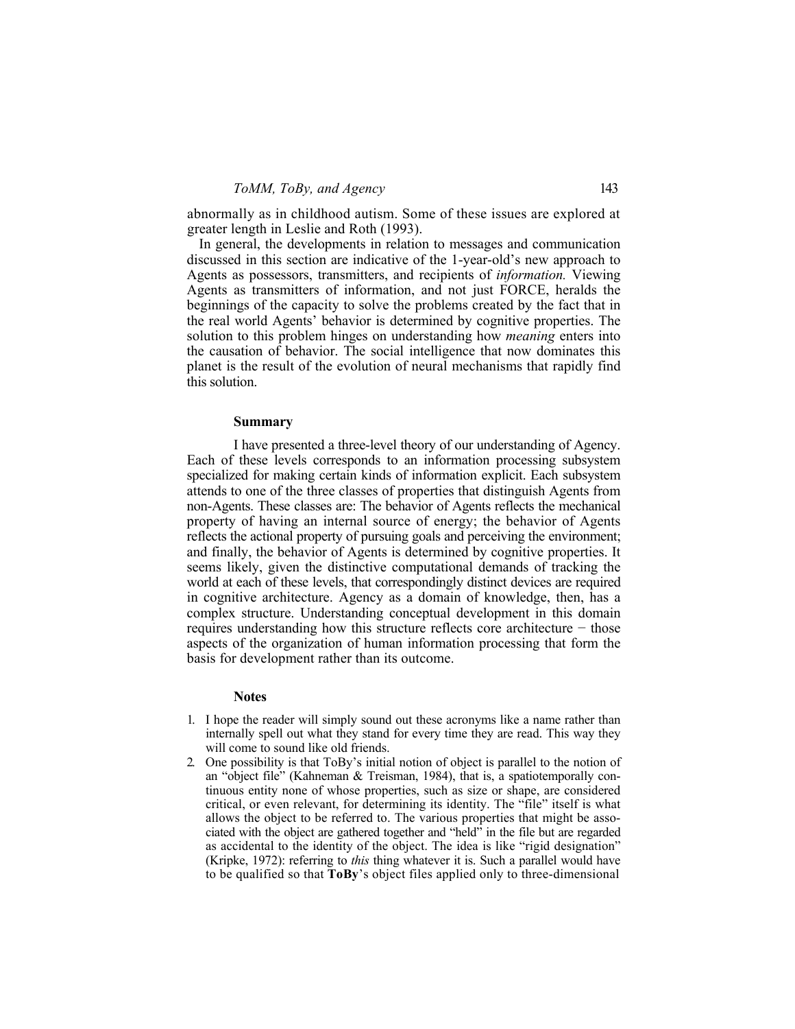abnormally as in childhood autism. Some of these issues are explored at greater length in Leslie and Roth (1993).

In general, the developments in relation to messages and communication discussed in this section are indicative of the 1-year-old's new approach to Agents as possessors, transmitters, and recipients of *information.* Viewing Agents as transmitters of information, and not just FORCE, heralds the beginnings of the capacity to solve the problems created by the fact that in the real world Agents' behavior is determined by cognitive properties. The solution to this problem hinges on understanding how *meaning* enters into the causation of behavior. The social intelligence that now dominates this planet is the result of the evolution of neural mechanisms that rapidly find this solution.

## Summary

I have presented a three-level theory of our understanding of Agency. Each of these levels corresponds to an information processing subsystem specialized for making certain kinds of information explicit. Each subsystem attends to one of the three classes of properties that distinguish Agents from non-Agents. These classes are: The behavior of Agents reflects the mechanical property of having an internal source of energy; the behavior of Agents reflects the actional property of pursuing goals and perceiving the environment; and finally, the behavior of Agents is determined by cognitive properties. It seems likely, given the distinctive computational demands of tracking the world at each of these levels, that correspondingly distinct devices are required in cognitive architecture. Agency as a domain of knowledge, then, has a complex structure. Understanding conceptual development in this domain requires understanding how this structure reflects core architecture − those aspects of the organization of human information processing that form the basis for development rather than its outcome.

## Notes

1. I hope the reader will simply sound out these acronyms like a name rather than internally spell out what they stand for every time they are read. This way they will come to sound like old friends.
2. One possibility is that ToBy's initial notion of object is parallel to the notion of an "object file" (Kahneman & Treisman, 1984), that is, a spatiotemporally continuous entity none of whose properties, such as size or shape, are considered critical, or even relevant, for determining its identity. The "file" itself is what allows the object to be referred to. The various properties that might be associated with the object are gathered together and "held" in the file but are regarded as accidental to the identity of the object. The idea is like "rigid designation" (Kripke, 1972): referring to *this* thing whatever it is. Such a parallel would have to be qualified so that **ToBy**'s object files applied only to three-dimensional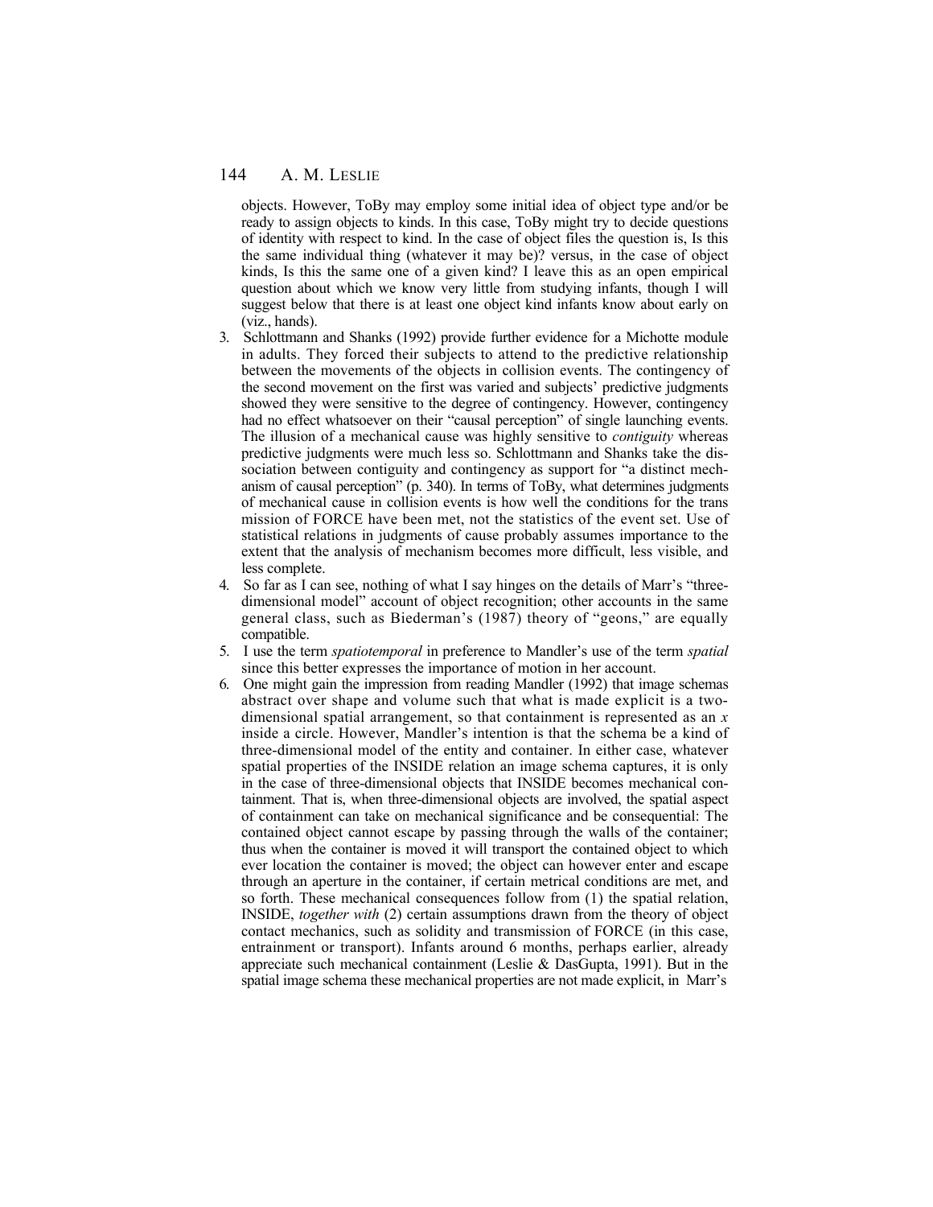objects. However, ToBy may employ some initial idea of object type and/or be ready to assign objects to kinds. In this case, ToBy might try to decide questions of identity with respect to kind. In the case of object files the question is, Is this the same individual thing (whatever it may be)? versus, in the case of object kinds, Is this the same one of a given kind? I leave this as an open empirical question about which we know very little from studying infants, though I will suggest below that there is at least one object kind infants know about early on (viz., hands).

3. Schlottmann and Shanks (1992) provide further evidence for a Michotte module in adults. They forced their subjects to attend to the predictive relationship between the movements of the objects in collision events. The contingency of the second movement on the first was varied and subjects' predictive judgments showed they were sensitive to the degree of contingency. However, contingency had no effect whatsoever on their "causal perception" of single launching events. The illusion of a mechanical cause was highly sensitive to *contiguity* whereas predictive judgments were much less so. Schlottmann and Shanks take the dissociation between contiguity and contingency as support for "a distinct mechanism of causal perception" (p. 340). In terms of ToBy, what determines judgments of mechanical cause in collision events is how well the conditions for the trans mission of FORCE have been met, not the statistics of the event set. Use of statistical relations in judgments of cause probably assumes importance to the extent that the analysis of mechanism becomes more difficult, less visible, and less complete.
4. So far as I can see, nothing of what I say hinges on the details of Marr's "three-dimensional model" account of object recognition; other accounts in the same general class, such as Biederman's (1987) theory of "geons," are equally compatible.
5. I use the term *spatiotemporal* in preference to Mandler's use of the term *spatial* since this better expresses the importance of motion in her account.
6. One might gain the impression from reading Mandler (1992) that image schemas abstract over shape and volume such that what is made explicit is a two-dimensional spatial arrangement, so that containment is represented as an *x* inside a circle. However, Mandler's intention is that the schema be a kind of three-dimensional model of the entity and container. In either case, whatever spatial properties of the INSIDE relation an image schema captures, it is only in the case of three-dimensional objects that INSIDE becomes mechanical containment. That is, when three-dimensional objects are involved, the spatial aspect of containment can take on mechanical significance and be consequential: The contained object cannot escape by passing through the walls of the container; thus when the container is moved it will transport the contained object to which ever location the container is moved; the object can however enter and escape through an aperture in the container, if certain metrical conditions are met, and so forth. These mechanical consequences follow from (1) the spatial relation, INSIDE, *together with* (2) certain assumptions drawn from the theory of object contact mechanics, such as solidity and transmission of FORCE (in this case, entrainment or transport). Infants around 6 months, perhaps earlier, already appreciate such mechanical containment (Leslie & DasGupta, 1991). But in the spatial image schema these mechanical properties are not made explicit, in Marr's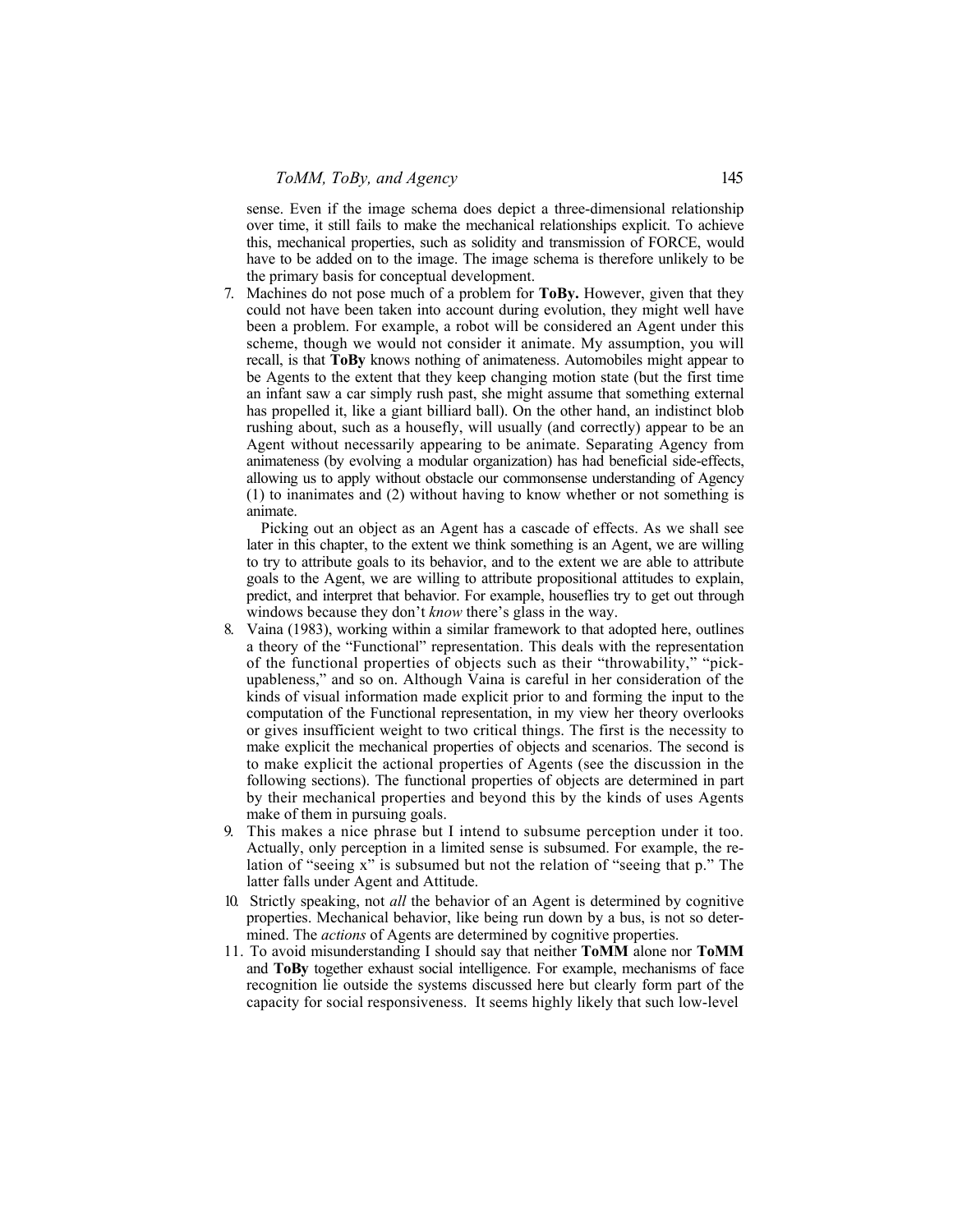sense. Even if the image schema does depict a three-dimensional relationship over time, it still fails to make the mechanical relationships explicit. To achieve this, mechanical properties, such as solidity and transmission of FORCE, would have to be added on to the image. The image schema is therefore unlikely to be the primary basis for conceptual development.

7. Machines do not pose much of a problem for **ToBy.** However, given that they could not have been taken into account during evolution, they might well have been a problem. For example, a robot will be considered an Agent under this scheme, though we would not consider it animate. My assumption, you will recall, is that **ToBy** knows nothing of animateness. Automobiles might appear to be Agents to the extent that they keep changing motion state (but the first time an infant saw a car simply rush past, she might assume that something external has propelled it, like a giant billiard ball). On the other hand, an indistinct blob rushing about, such as a housefly, will usually (and correctly) appear to be an Agent without necessarily appearing to be animate. Separating Agency from animateness (by evolving a modular organization) has had beneficial side-effects, allowing us to apply without obstacle our commonsense understanding of Agency (1) to inanimates and (2) without having to know whether or not something is animate.

   Picking out an object as an Agent has a cascade of effects. As we shall see later in this chapter, to the extent we think something is an Agent, we are willing to try to attribute goals to its behavior, and to the extent we are able to attribute goals to the Agent, we are willing to attribute propositional attitudes to explain, predict, and interpret that behavior. For example, houseflies try to get out through windows because they don't *know* there's glass in the way.

8. Vaina (1983), working within a similar framework to that adopted here, outlines a theory of the "Functional" representation. This deals with the representation of the functional properties of objects such as their "throwability," "pick-upableness," and so on. Although Vaina is careful in her consideration of the kinds of visual information made explicit prior to and forming the input to the computation of the Functional representation, in my view her theory overlooks or gives insufficient weight to two critical things. The first is the necessity to make explicit the mechanical properties of objects and scenarios. The second is to make explicit the actional properties of Agents (see the discussion in the following sections). The functional properties of objects are determined in part by their mechanical properties and beyond this by the kinds of uses Agents make of them in pursuing goals.

9. This makes a nice phrase but I intend to subsume perception under it too. Actually, only perception in a limited sense is subsumed. For example, the relation of "seeing x" is subsumed but not the relation of "seeing that p." The latter falls under Agent and Attitude.

10. Strictly speaking, not *all* the behavior of an Agent is determined by cognitive properties. Mechanical behavior, like being run down by a bus, is not so determined. The *actions* of Agents are determined by cognitive properties.

11. To avoid misunderstanding I should say that neither **ToMM** alone nor **ToMM** and **ToBy** together exhaust social intelligence. For example, mechanisms of face recognition lie outside the systems discussed here but clearly form part of the capacity for social responsiveness. It seems highly likely that such low-level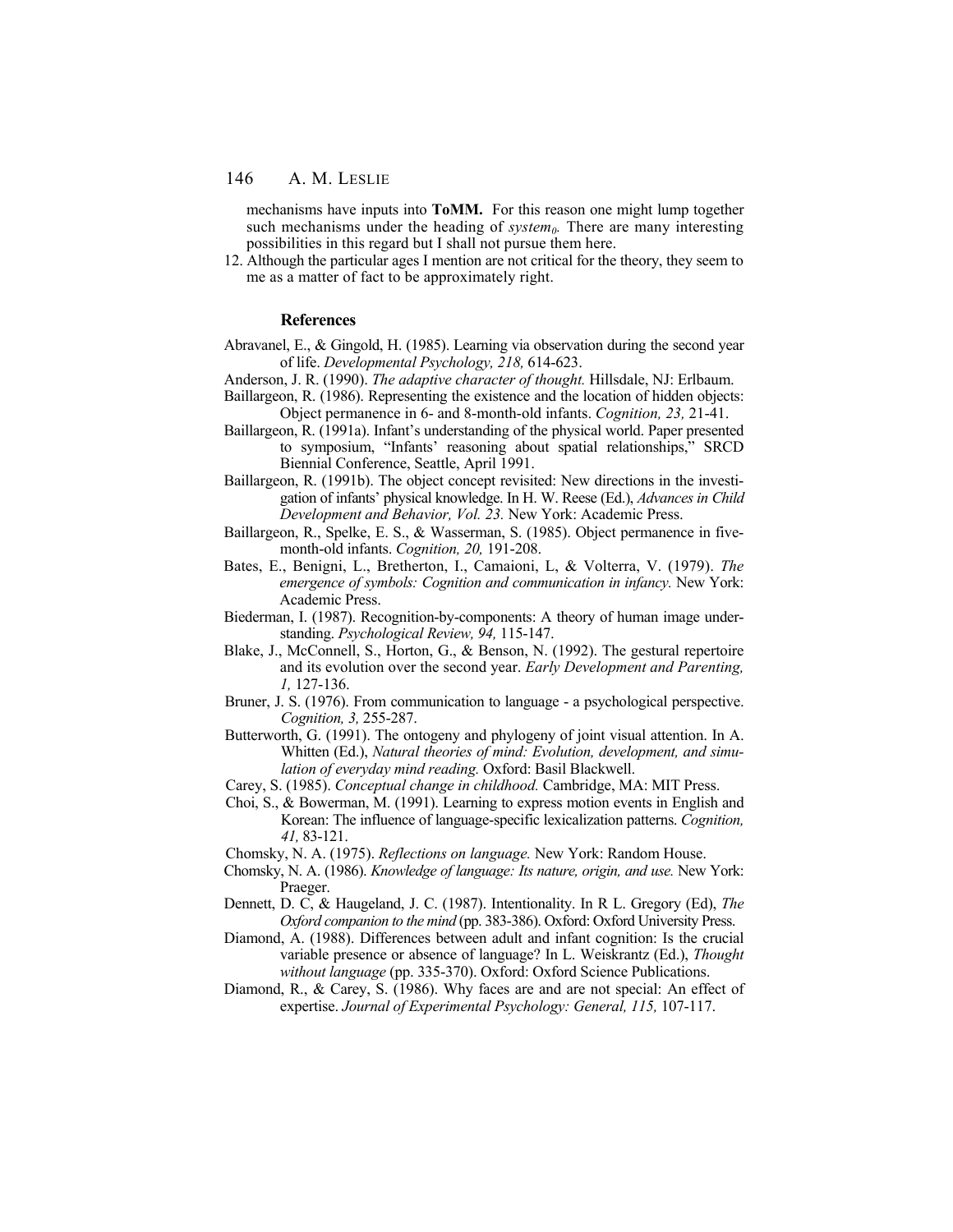mechanisms have inputs into **ToMM.** For this reason one might lump together such mechanisms under the heading of *system*$_0$. There are many interesting possibilities in this regard but I shall not pursue them here.

12. Although the particular ages I mention are not critical for the theory, they seem to me as a matter of fact to be approximately right.

### References

Abravanel, E., & Gingold, H. (1985). Learning via observation during the second year of life. *Developmental Psychology, 218,* 614-623.

Anderson, J. R. (1990). *The adaptive character of thought.* Hillsdale, NJ: Erlbaum.

Baillargeon, R. (1986). Representing the existence and the location of hidden objects: Object permanence in 6- and 8-month-old infants. *Cognition, 23,* 21-41.

Baillargeon, R. (1991a). Infant's understanding of the physical world. Paper presented to symposium, "Infants' reasoning about spatial relationships," SRCD Biennial Conference, Seattle, April 1991.

Baillargeon, R. (1991b). The object concept revisited: New directions in the investigation of infants' physical knowledge. In H. W. Reese (Ed.), *Advances in Child Development and Behavior, Vol. 23.* New York: Academic Press.

Baillargeon, R., Spelke, E. S., & Wasserman, S. (1985). Object permanence in five-month-old infants. *Cognition, 20,* 191-208.

Bates, E., Benigni, L., Bretherton, I., Camaioni, L, & Volterra, V. (1979). *The emergence of symbols: Cognition and communication in infancy.* New York: Academic Press.

Biederman, I. (1987). Recognition-by-components: A theory of human image understanding. *Psychological Review, 94,* 115-147.

Blake, J., McConnell, S., Horton, G., & Benson, N. (1992). The gestural repertoire and its evolution over the second year. *Early Development and Parenting, 1,* 127-136.

Bruner, J. S. (1976). From communication to language - a psychological perspective. *Cognition, 3,* 255-287.

Butterworth, G. (1991). The ontogeny and phylogeny of joint visual attention. In A. Whitten (Ed.), *Natural theories of mind: Evolution, development, and simulation of everyday mind reading.* Oxford: Basil Blackwell.

Carey, S. (1985). *Conceptual change in childhood.* Cambridge, MA: MIT Press.

Choi, S., & Bowerman, M. (1991). Learning to express motion events in English and Korean: The influence of language-specific lexicalization patterns. *Cognition, 41,* 83-121.

Chomsky, N. A. (1975). *Reflections on language.* New York: Random House.

Chomsky, N. A. (1986). *Knowledge of language: Its nature, origin, and use.* New York: Praeger.

Dennett, D. C, & Haugeland, J. C. (1987). Intentionality. In R L. Gregory (Ed), *The Oxford companion to the mind* (pp. 383-386). Oxford: Oxford University Press.

Diamond, A. (1988). Differences between adult and infant cognition: Is the crucial variable presence or absence of language? In L. Weiskrantz (Ed.), *Thought without language* (pp. 335-370). Oxford: Oxford Science Publications.

Diamond, R., & Carey, S. (1986). Why faces are and are not special: An effect of expertise. *Journal of Experimental Psychology: General, 115,* 107-117.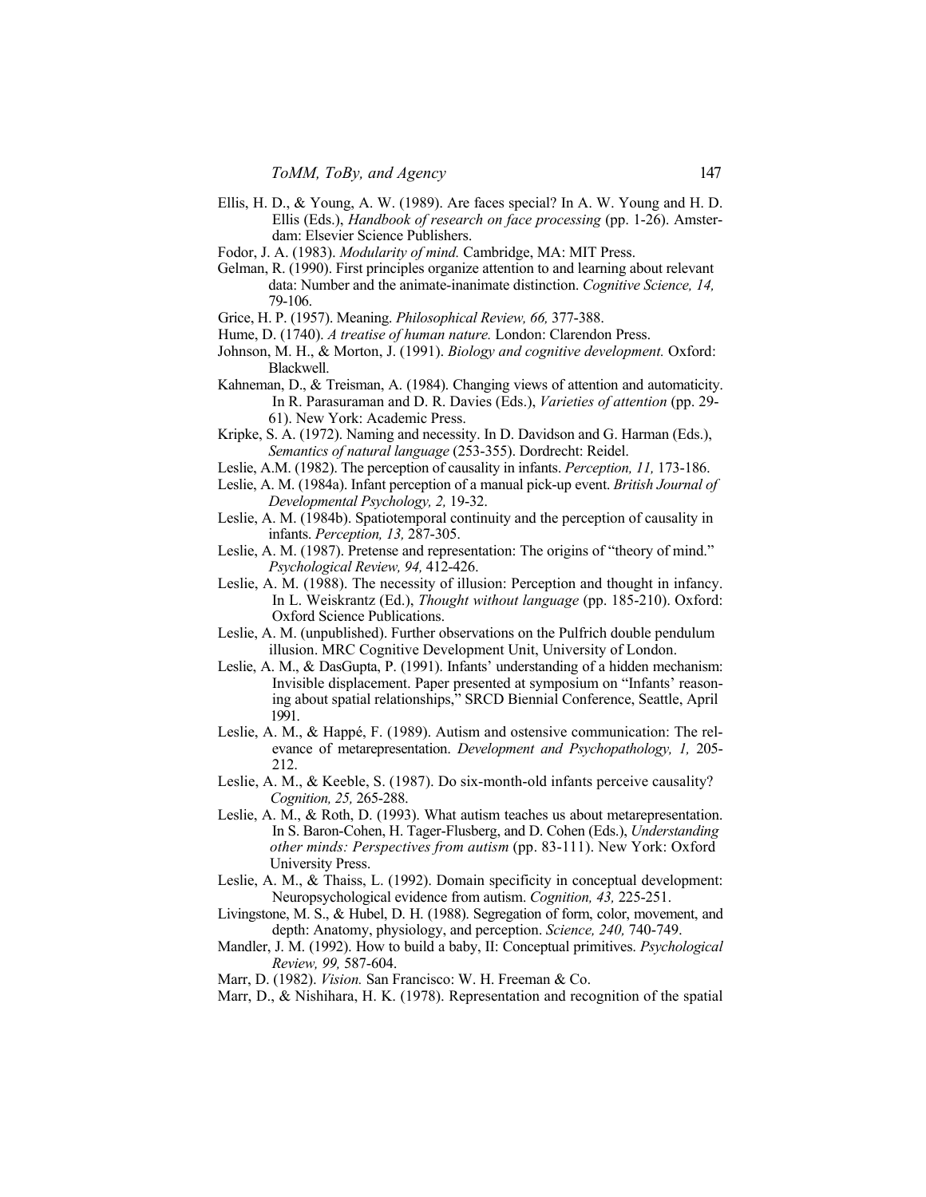Ellis, H. D., & Young, A. W. (1989). Are faces special? In A. W. Young and H. D. Ellis (Eds.), *Handbook of research on face processing* (pp. 1-26). Amsterdam: Elsevier Science Publishers.

Fodor, J. A. (1983). *Modularity of mind.* Cambridge, MA: MIT Press.

Gelman, R. (1990). First principles organize attention to and learning about relevant data: Number and the animate-inanimate distinction. *Cognitive Science, 14,* 79-106.

Grice, H. P. (1957). Meaning. *Philosophical Review, 66,* 377-388.

Hume, D. (1740). *A treatise of human nature.* London: Clarendon Press.

Johnson, M. H., & Morton, J. (1991). *Biology and cognitive development.* Oxford: Blackwell.

Kahneman, D., & Treisman, A. (1984). Changing views of attention and automaticity. In R. Parasuraman and D. R. Davies (Eds.), *Varieties of attention* (pp. 29-61). New York: Academic Press.

Kripke, S. A. (1972). Naming and necessity. In D. Davidson and G. Harman (Eds.), *Semantics of natural language* (253-355). Dordrecht: Reidel.

Leslie, A.M. (1982). The perception of causality in infants. *Perception, 11,* 173-186.

Leslie, A. M. (1984a). Infant perception of a manual pick-up event. *British Journal of Developmental Psychology, 2,* 19-32.

Leslie, A. M. (1984b). Spatiotemporal continuity and the perception of causality in infants. *Perception, 13,* 287-305.

Leslie, A. M. (1987). Pretense and representation: The origins of "theory of mind." *Psychological Review, 94,* 412-426.

Leslie, A. M. (1988). The necessity of illusion: Perception and thought in infancy. In L. Weiskrantz (Ed.), *Thought without language* (pp. 185-210). Oxford: Oxford Science Publications.

Leslie, A. M. (unpublished). Further observations on the Pulfrich double pendulum illusion. MRC Cognitive Development Unit, University of London.

Leslie, A. M., & DasGupta, P. (1991). Infants' understanding of a hidden mechanism: Invisible displacement. Paper presented at symposium on "Infants' reasoning about spatial relationships," SRCD Biennial Conference, Seattle, April 1991.

Leslie, A. M., & Happé, F. (1989). Autism and ostensive communication: The relevance of metarepresentation. *Development and Psychopathology, 1,* 205-212.

Leslie, A. M., & Keeble, S. (1987). Do six-month-old infants perceive causality? *Cognition, 25,* 265-288.

Leslie, A. M., & Roth, D. (1993). What autism teaches us about metarepresentation. In S. Baron-Cohen, H. Tager-Flusberg, and D. Cohen (Eds.), *Understanding other minds: Perspectives from autism* (pp. 83-111). New York: Oxford University Press.

Leslie, A. M., & Thaiss, L. (1992). Domain specificity in conceptual development: Neuropsychological evidence from autism. *Cognition, 43,* 225-251.

Livingstone, M. S., & Hubel, D. H. (1988). Segregation of form, color, movement, and depth: Anatomy, physiology, and perception. *Science, 240,* 740-749.

Mandler, J. M. (1992). How to build a baby, II: Conceptual primitives. *Psychological Review, 99,* 587-604.

Marr, D. (1982). *Vision.* San Francisco: W. H. Freeman & Co.

Marr, D., & Nishihara, H. K. (1978). Representation and recognition of the spatial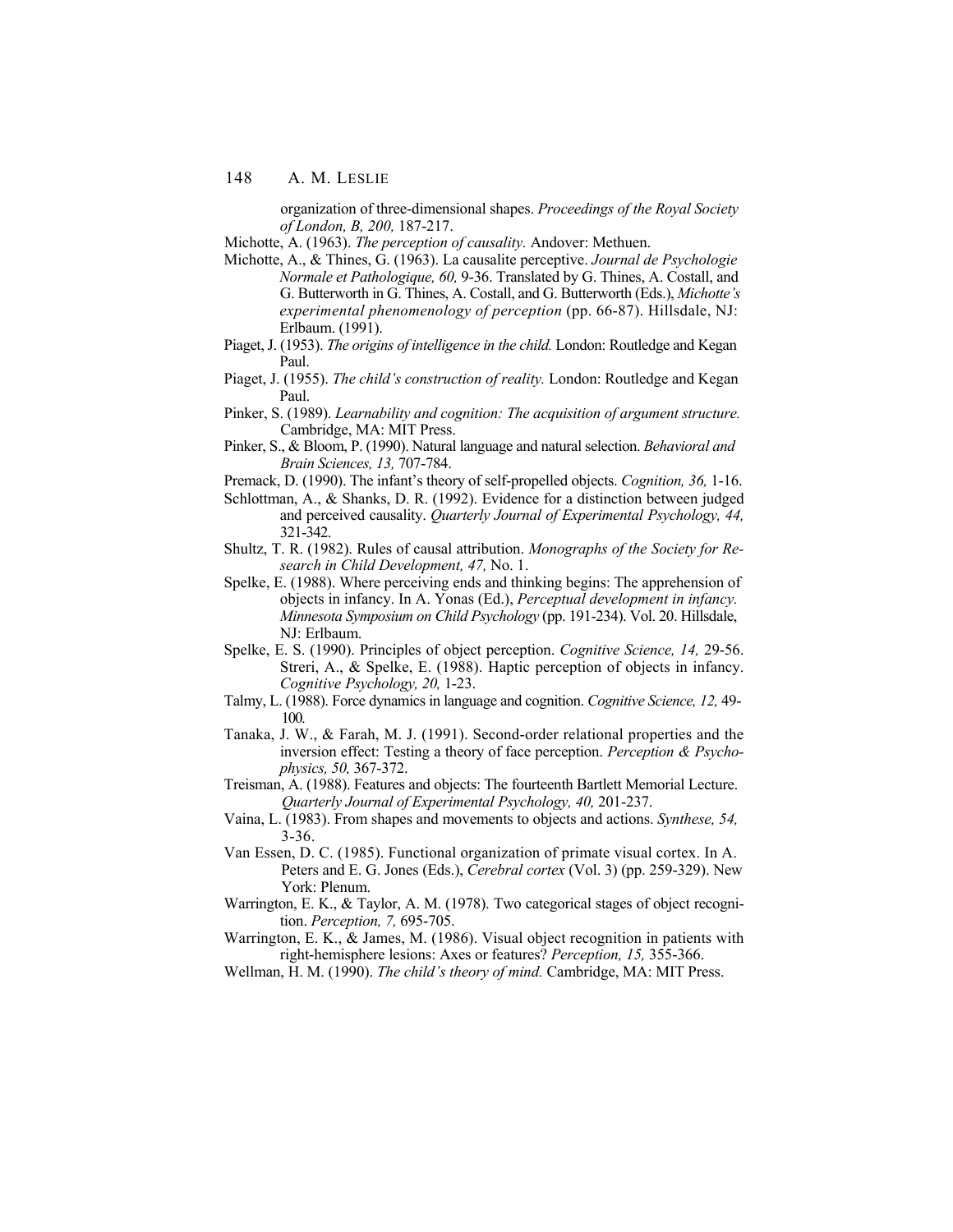organization of three-dimensional shapes. *Proceedings of the Royal Society of London, B, 200,* 187-217.

Michotte, A. (1963). *The perception of causality.* Andover: Methuen.

Michotte, A., & Thines, G. (1963). La causalite perceptive. *Journal de Psychologie Normale et Pathologique, 60,* 9-36. Translated by G. Thines, A. Costall, and G. Butterworth in G. Thines, A. Costall, and G. Butterworth (Eds.), *Michotte's experimental phenomenology of perception* (pp. 66-87). Hillsdale, NJ: Erlbaum. (1991).

Piaget, J. (1953). *The origins of intelligence in the child.* London: Routledge and Kegan Paul.

Piaget, J. (1955). *The child's construction of reality.* London: Routledge and Kegan Paul.

Pinker, S. (1989). *Learnability and cognition: The acquisition of argument structure.* Cambridge, MA: MIT Press.

Pinker, S., & Bloom, P. (1990). Natural language and natural selection. *Behavioral and Brain Sciences, 13,* 707-784.

Premack, D. (1990). The infant's theory of self-propelled objects. *Cognition, 36,* 1-16.

Schlottman, A., & Shanks, D. R. (1992). Evidence for a distinction between judged and perceived causality. *Quarterly Journal of Experimental Psychology, 44,* 321-342.

Shultz, T. R. (1982). Rules of causal attribution. *Monographs of the Society for Research in Child Development, 47,* No. 1.

Spelke, E. (1988). Where perceiving ends and thinking begins: The apprehension of objects in infancy. In A. Yonas (Ed.), *Perceptual development in infancy. Minnesota Symposium on Child Psychology* (pp. 191-234). Vol. 20. Hillsdale, NJ: Erlbaum.

Spelke, E. S. (1990). Principles of object perception. *Cognitive Science, 14,* 29-56.

Streri, A., & Spelke, E. (1988). Haptic perception of objects in infancy. *Cognitive Psychology, 20,* 1-23.

Talmy, L. (1988). Force dynamics in language and cognition. *Cognitive Science, 12,* 49-100.

Tanaka, J. W., & Farah, M. J. (1991). Second-order relational properties and the inversion effect: Testing a theory of face perception. *Perception & Psychophysics, 50,* 367-372.

Treisman, A. (1988). Features and objects: The fourteenth Bartlett Memorial Lecture. *Quarterly Journal of Experimental Psychology, 40,* 201-237.

Vaina, L. (1983). From shapes and movements to objects and actions. *Synthese, 54,* 3-36.

Van Essen, D. C. (1985). Functional organization of primate visual cortex. In A. Peters and E. G. Jones (Eds.), *Cerebral cortex* (Vol. 3) (pp. 259-329). New York: Plenum.

Warrington, E. K., & Taylor, A. M. (1978). Two categorical stages of object recognition. *Perception, 7,* 695-705.

Warrington, E. K., & James, M. (1986). Visual object recognition in patients with right-hemisphere lesions: Axes or features? *Perception, 15,* 355-366.

Wellman, H. M. (1990). *The child's theory of mind.* Cambridge, MA: MIT Press.